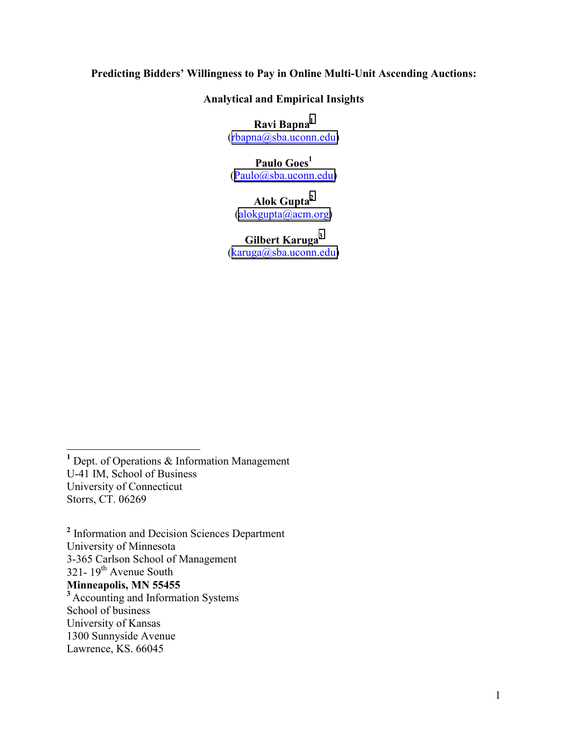# Predicting Bidders' Willingness to Pay in Online Multi-Unit Ascending Auctions:

## Analytical and Empirical Insights

**Ravi Bapna**[1]
(rbapna@sba.uconn.edu)

**Paulo Goes**[1]
(Paulo@sba.uconn.edu)

**Alok Gupta**[2]
(alokgupta@acm.org)

**Gilbert Karuga**[3]
(karuga@sba.uconn.edu)

---

**[1]** Dept. of Operations & Information Management
U-41 IM, School of Business
University of Connecticut
Storrs, CT. 06269

**[2]** Information and Decision Sciences Department
University of Minnesota
3-365 Carlson School of Management
321- 19th Avenue South
**Minneapolis, MN 55455**

**[3]** Accounting and Information Systems
School of business
University of Kansas
1300 Sunnyside Avenue
Lawrence, KS. 66045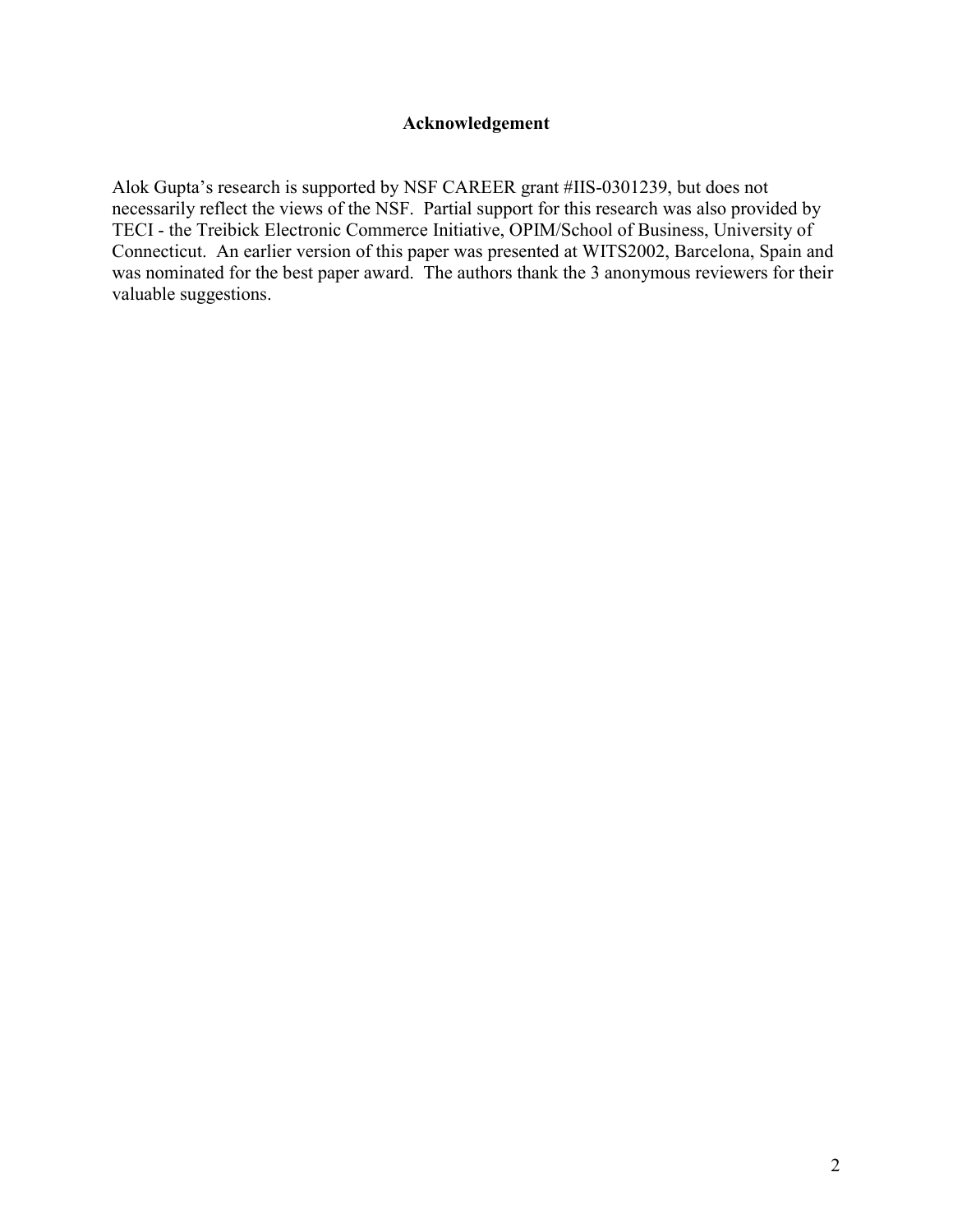## Acknowledgement

Alok Gupta's research is supported by NSF CAREER grant #IIS-0301239, but does not necessarily reflect the views of the NSF. Partial support for this research was also provided by TECI - the Treibick Electronic Commerce Initiative, OPIM/School of Business, University of Connecticut. An earlier version of this paper was presented at WITS2002, Barcelona, Spain and was nominated for the best paper award. The authors thank the 3 anonymous reviewers for their valuable suggestions.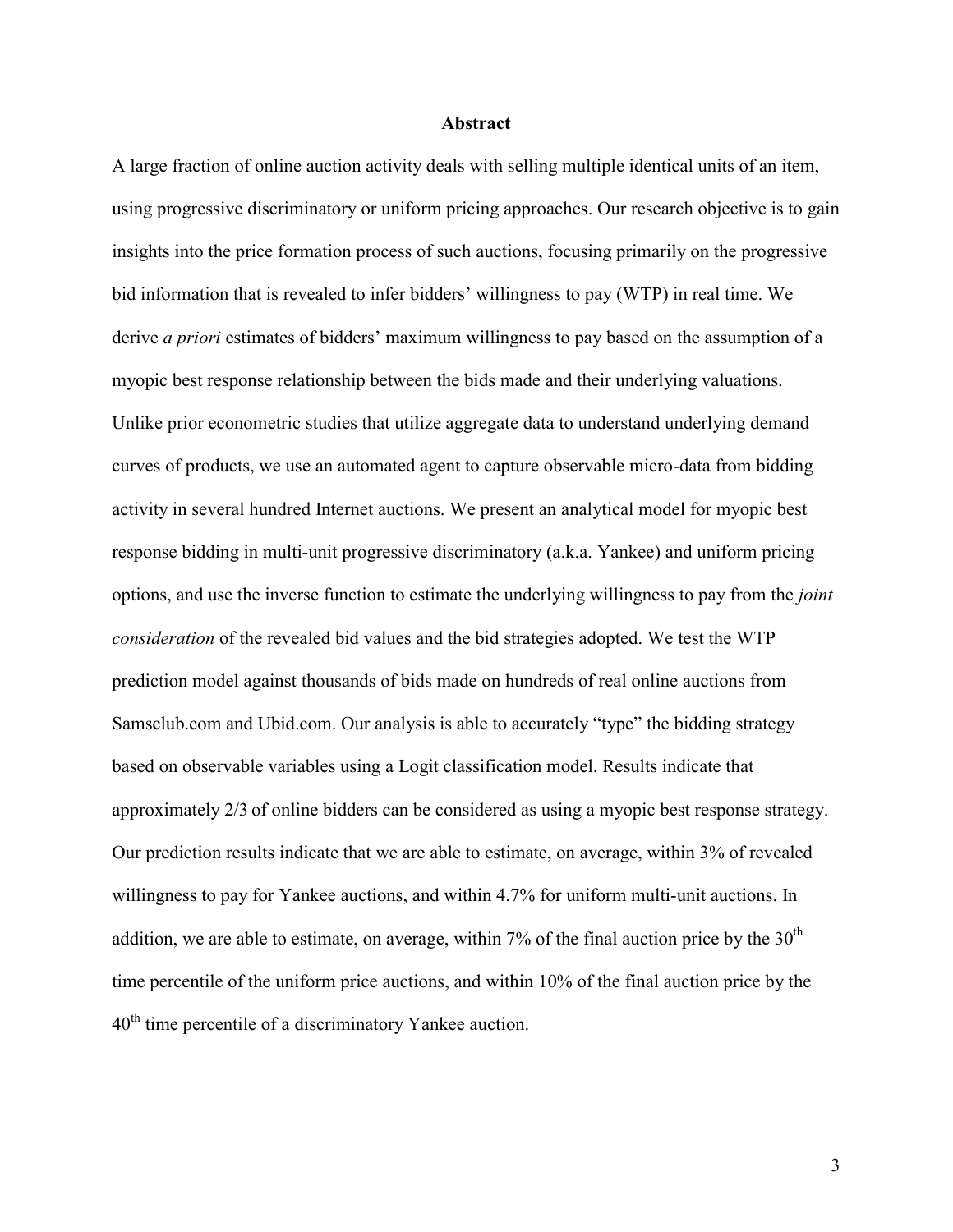# Abstract

A large fraction of online auction activity deals with selling multiple identical units of an item, using progressive discriminatory or uniform pricing approaches. Our research objective is to gain insights into the price formation process of such auctions, focusing primarily on the progressive bid information that is revealed to infer bidders' willingness to pay (WTP) in real time. We derive *a priori* estimates of bidders' maximum willingness to pay based on the assumption of a myopic best response relationship between the bids made and their underlying valuations. Unlike prior econometric studies that utilize aggregate data to understand underlying demand curves of products, we use an automated agent to capture observable micro-data from bidding activity in several hundred Internet auctions. We present an analytical model for myopic best response bidding in multi-unit progressive discriminatory (a.k.a. Yankee) and uniform pricing options, and use the inverse function to estimate the underlying willingness to pay from the *joint consideration* of the revealed bid values and the bid strategies adopted. We test the WTP prediction model against thousands of bids made on hundreds of real online auctions from Samsclub.com and Ubid.com. Our analysis is able to accurately "type" the bidding strategy based on observable variables using a Logit classification model. Results indicate that approximately 2/3 of online bidders can be considered as using a myopic best response strategy. Our prediction results indicate that we are able to estimate, on average, within 3% of revealed willingness to pay for Yankee auctions, and within 4.7% for uniform multi-unit auctions. In addition, we are able to estimate, on average, within 7% of the final auction price by the 30$^{th}$ time percentile of the uniform price auctions, and within 10% of the final auction price by the 40$^{th}$ time percentile of a discriminatory Yankee auction.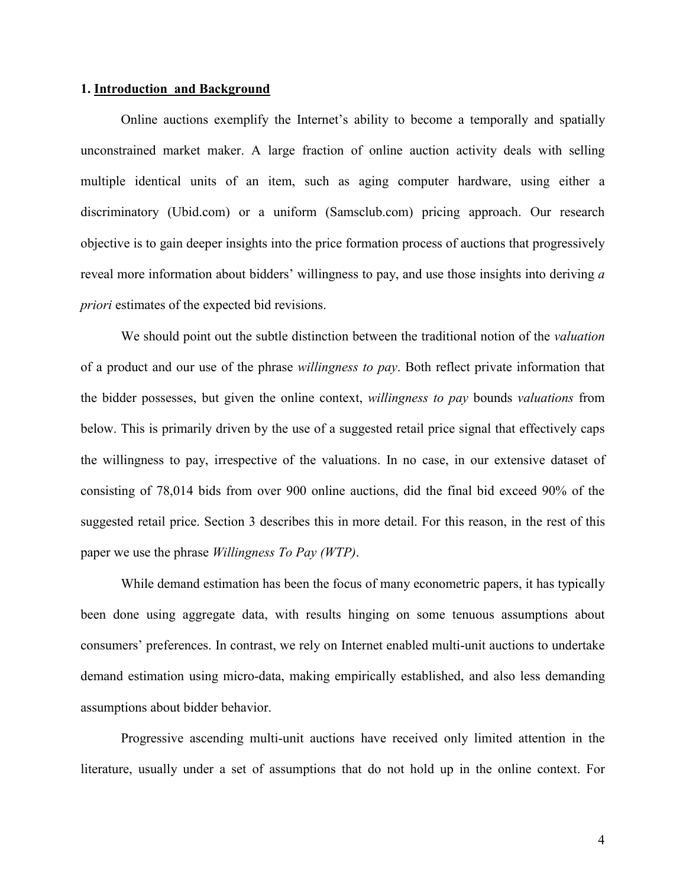## 1. Introduction and Background

Online auctions exemplify the Internet's ability to become a temporally and spatially unconstrained market maker. A large fraction of online auction activity deals with selling multiple identical units of an item, such as aging computer hardware, using either a discriminatory (Ubid.com) or a uniform (Samsclub.com) pricing approach. Our research objective is to gain deeper insights into the price formation process of auctions that progressively reveal more information about bidders' willingness to pay, and use those insights into deriving *a priori* estimates of the expected bid revisions.

We should point out the subtle distinction between the traditional notion of the *valuation* of a product and our use of the phrase *willingness to pay*. Both reflect private information that the bidder possesses, but given the online context, *willingness to pay* bounds *valuations* from below. This is primarily driven by the use of a suggested retail price signal that effectively caps the willingness to pay, irrespective of the valuations. In no case, in our extensive dataset of consisting of 78,014 bids from over 900 online auctions, did the final bid exceed 90% of the suggested retail price. Section 3 describes this in more detail. For this reason, in the rest of this paper we use the phrase *Willingness To Pay (WTP)*.

While demand estimation has been the focus of many econometric papers, it has typically been done using aggregate data, with results hinging on some tenuous assumptions about consumers' preferences. In contrast, we rely on Internet enabled multi-unit auctions to undertake demand estimation using micro-data, making empirically established, and also less demanding assumptions about bidder behavior.

Progressive ascending multi-unit auctions have received only limited attention in the literature, usually under a set of assumptions that do not hold up in the online context. For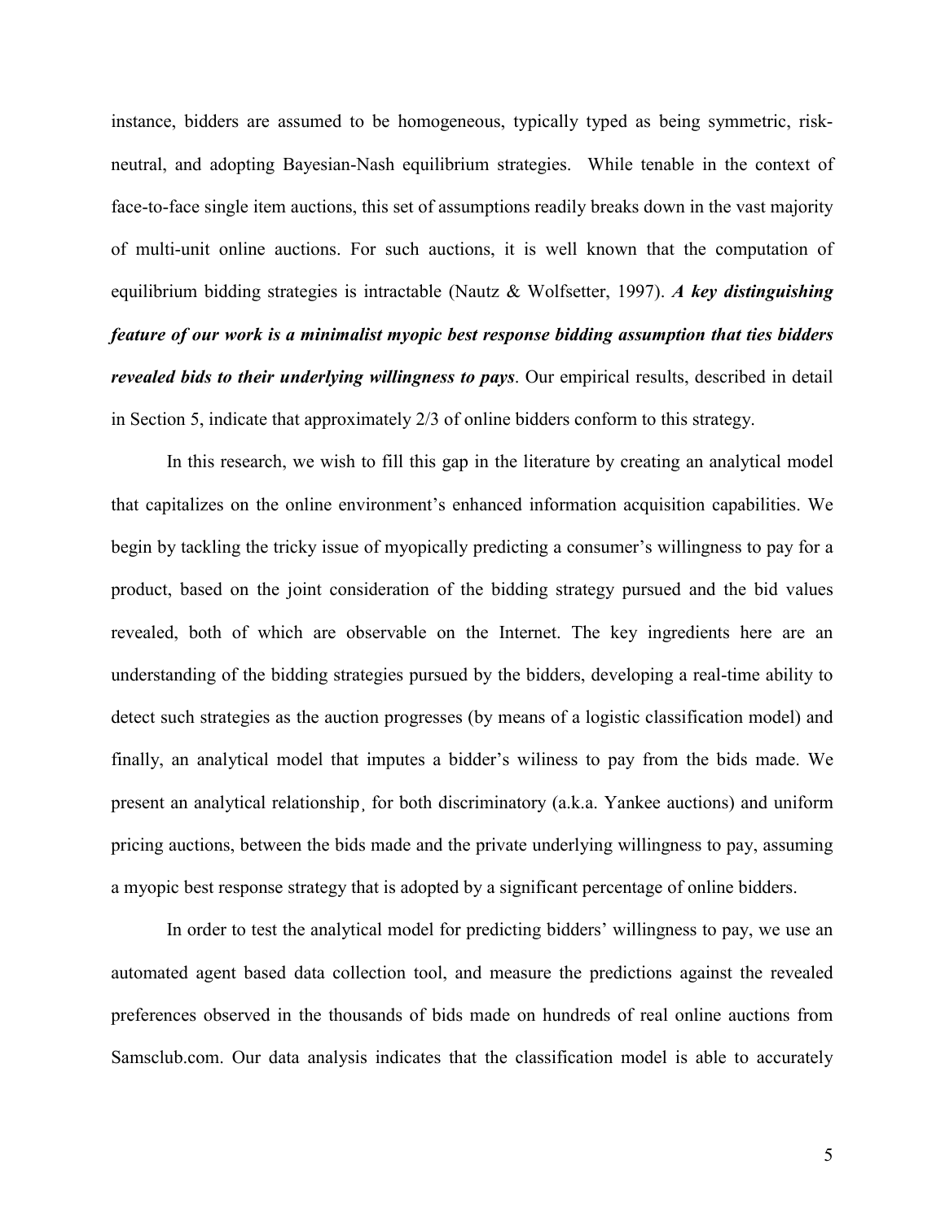instance, bidders are assumed to be homogeneous, typically typed as being symmetric, risk-neutral, and adopting Bayesian-Nash equilibrium strategies. While tenable in the context of face-to-face single item auctions, this set of assumptions readily breaks down in the vast majority of multi-unit online auctions. For such auctions, it is well known that the computation of equilibrium bidding strategies is intractable (Nautz & Wolfsetter, 1997). ***A key distinguishing feature of our work is a minimalist myopic best response bidding assumption that ties bidders revealed bids to their underlying willingness to pays***. Our empirical results, described in detail in Section 5, indicate that approximately 2/3 of online bidders conform to this strategy.

In this research, we wish to fill this gap in the literature by creating an analytical model that capitalizes on the online environment's enhanced information acquisition capabilities. We begin by tackling the tricky issue of myopically predicting a consumer's willingness to pay for a product, based on the joint consideration of the bidding strategy pursued and the bid values revealed, both of which are observable on the Internet. The key ingredients here are an understanding of the bidding strategies pursued by the bidders, developing a real-time ability to detect such strategies as the auction progresses (by means of a logistic classification model) and finally, an analytical model that imputes a bidder's wiliness to pay from the bids made. We present an analytical relationship¸ for both discriminatory (a.k.a. Yankee auctions) and uniform pricing auctions, between the bids made and the private underlying willingness to pay, assuming a myopic best response strategy that is adopted by a significant percentage of online bidders.

In order to test the analytical model for predicting bidders' willingness to pay, we use an automated agent based data collection tool, and measure the predictions against the revealed preferences observed in the thousands of bids made on hundreds of real online auctions from Samsclub.com. Our data analysis indicates that the classification model is able to accurately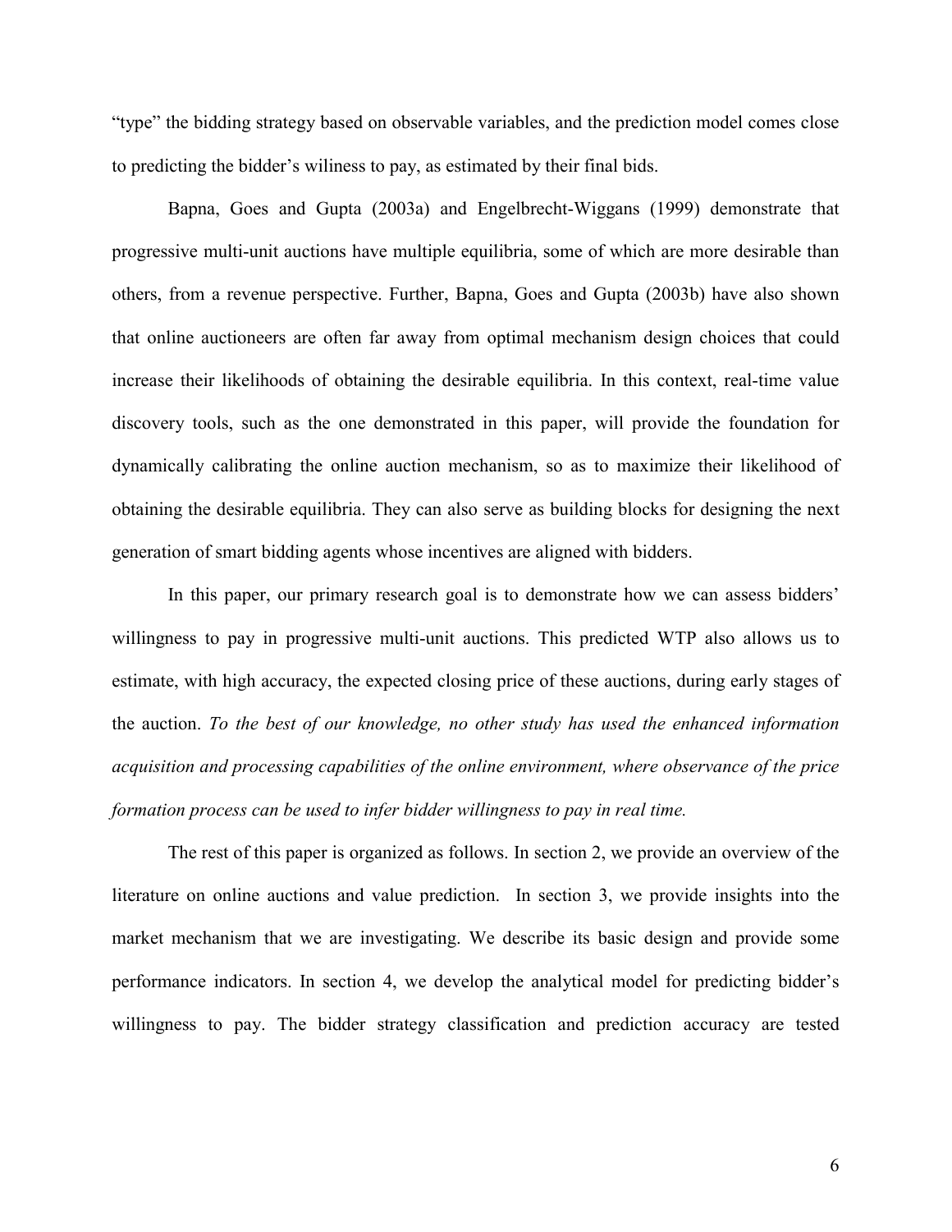"type" the bidding strategy based on observable variables, and the prediction model comes close to predicting the bidder's wiliness to pay, as estimated by their final bids.

Bapna, Goes and Gupta (2003a) and Engelbrecht-Wiggans (1999) demonstrate that progressive multi-unit auctions have multiple equilibria, some of which are more desirable than others, from a revenue perspective. Further, Bapna, Goes and Gupta (2003b) have also shown that online auctioneers are often far away from optimal mechanism design choices that could increase their likelihoods of obtaining the desirable equilibria. In this context, real-time value discovery tools, such as the one demonstrated in this paper, will provide the foundation for dynamically calibrating the online auction mechanism, so as to maximize their likelihood of obtaining the desirable equilibria. They can also serve as building blocks for designing the next generation of smart bidding agents whose incentives are aligned with bidders.

In this paper, our primary research goal is to demonstrate how we can assess bidders' willingness to pay in progressive multi-unit auctions. This predicted WTP also allows us to estimate, with high accuracy, the expected closing price of these auctions, during early stages of the auction. *To the best of our knowledge, no other study has used the enhanced information acquisition and processing capabilities of the online environment, where observance of the price formation process can be used to infer bidder willingness to pay in real time.*

The rest of this paper is organized as follows. In section 2, we provide an overview of the literature on online auctions and value prediction. In section 3, we provide insights into the market mechanism that we are investigating. We describe its basic design and provide some performance indicators. In section 4, we develop the analytical model for predicting bidder's willingness to pay. The bidder strategy classification and prediction accuracy are tested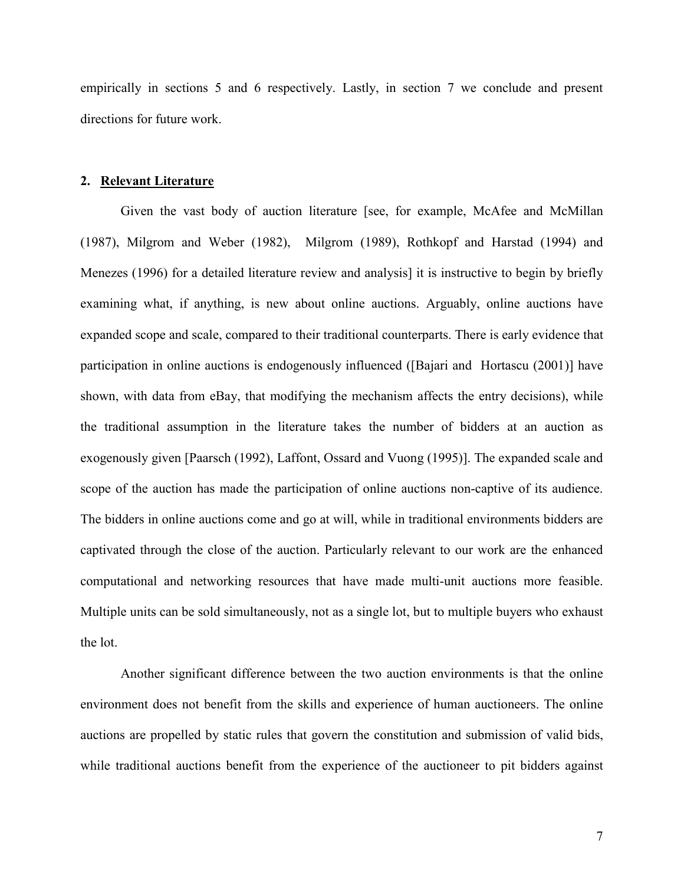empirically in sections 5 and 6 respectively. Lastly, in section 7 we conclude and present directions for future work.

## 2. Relevant Literature

Given the vast body of auction literature [see, for example, McAfee and McMillan (1987), Milgrom and Weber (1982), Milgrom (1989), Rothkopf and Harstad (1994) and Menezes (1996) for a detailed literature review and analysis] it is instructive to begin by briefly examining what, if anything, is new about online auctions. Arguably, online auctions have expanded scope and scale, compared to their traditional counterparts. There is early evidence that participation in online auctions is endogenously influenced ([Bajari and Hortascu (2001)] have shown, with data from eBay, that modifying the mechanism affects the entry decisions), while the traditional assumption in the literature takes the number of bidders at an auction as exogenously given [Paarsch (1992), Laffont, Ossard and Vuong (1995)]. The expanded scale and scope of the auction has made the participation of online auctions non-captive of its audience. The bidders in online auctions come and go at will, while in traditional environments bidders are captivated through the close of the auction. Particularly relevant to our work are the enhanced computational and networking resources that have made multi-unit auctions more feasible. Multiple units can be sold simultaneously, not as a single lot, but to multiple buyers who exhaust the lot.

Another significant difference between the two auction environments is that the online environment does not benefit from the skills and experience of human auctioneers. The online auctions are propelled by static rules that govern the constitution and submission of valid bids, while traditional auctions benefit from the experience of the auctioneer to pit bidders against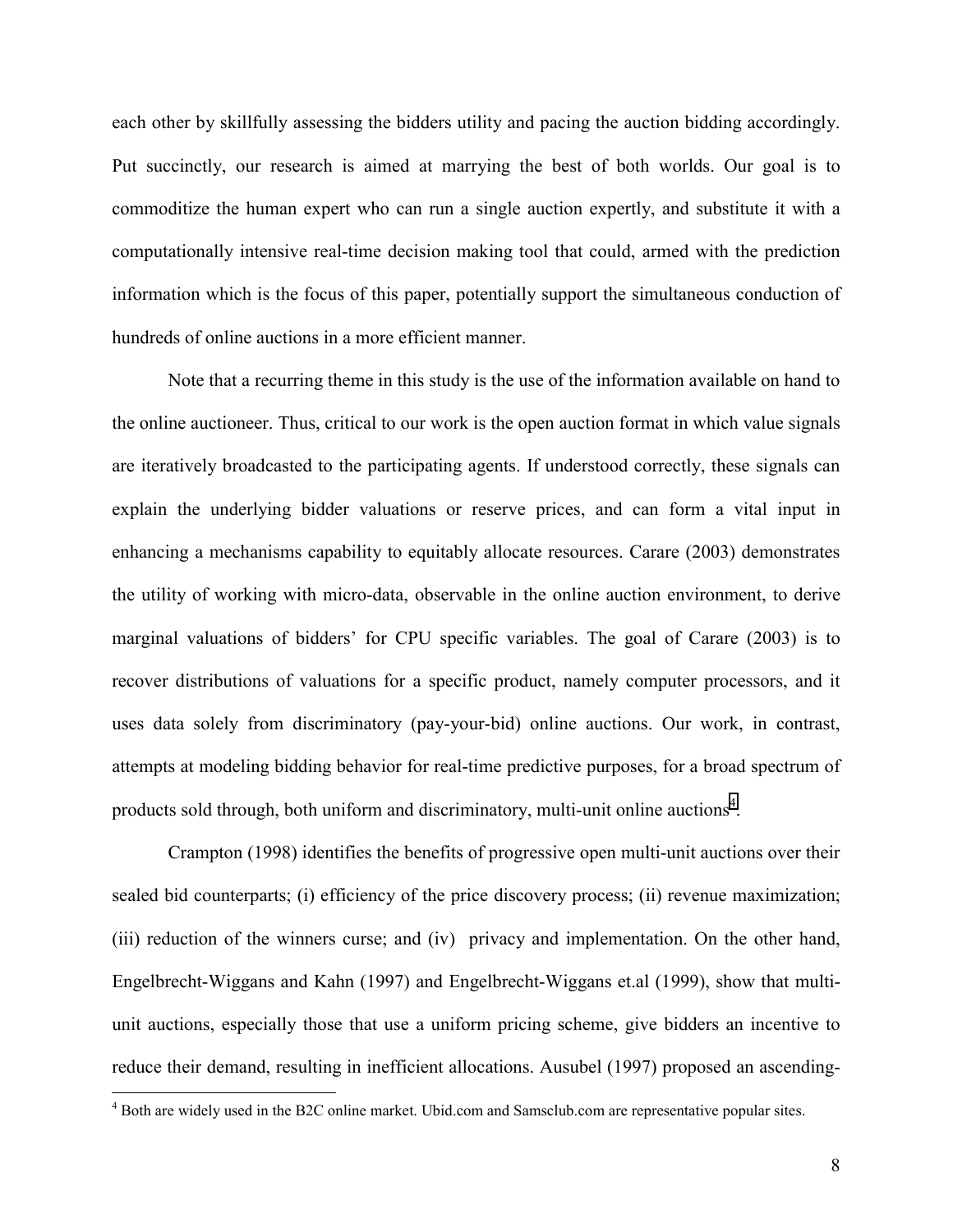each other by skillfully assessing the bidders utility and pacing the auction bidding accordingly. Put succinctly, our research is aimed at marrying the best of both worlds. Our goal is to commoditize the human expert who can run a single auction expertly, and substitute it with a computationally intensive real-time decision making tool that could, armed with the prediction information which is the focus of this paper, potentially support the simultaneous conduction of hundreds of online auctions in a more efficient manner.

Note that a recurring theme in this study is the use of the information available on hand to the online auctioneer. Thus, critical to our work is the open auction format in which value signals are iteratively broadcasted to the participating agents. If understood correctly, these signals can explain the underlying bidder valuations or reserve prices, and can form a vital input in enhancing a mechanisms capability to equitably allocate resources. Carare (2003) demonstrates the utility of working with micro-data, observable in the online auction environment, to derive marginal valuations of bidders' for CPU specific variables. The goal of Carare (2003) is to recover distributions of valuations for a specific product, namely computer processors, and it uses data solely from discriminatory (pay-your-bid) online auctions. Our work, in contrast, attempts at modeling bidding behavior for real-time predictive purposes, for a broad spectrum of products sold through, both uniform and discriminatory, multi-unit online auctions[4].

Crampton (1998) identifies the benefits of progressive open multi-unit auctions over their sealed bid counterparts; (i) efficiency of the price discovery process; (ii) revenue maximization; (iii) reduction of the winners curse; and (iv) privacy and implementation. On the other hand, Engelbrecht-Wiggans and Kahn (1997) and Engelbrecht-Wiggans et.al (1999), show that multi-unit auctions, especially those that use a uniform pricing scheme, give bidders an incentive to reduce their demand, resulting in inefficient allocations. Ausubel (1997) proposed an ascending-

[4] Both are widely used in the B2C online market. Ubid.com and Samsclub.com are representative popular sites.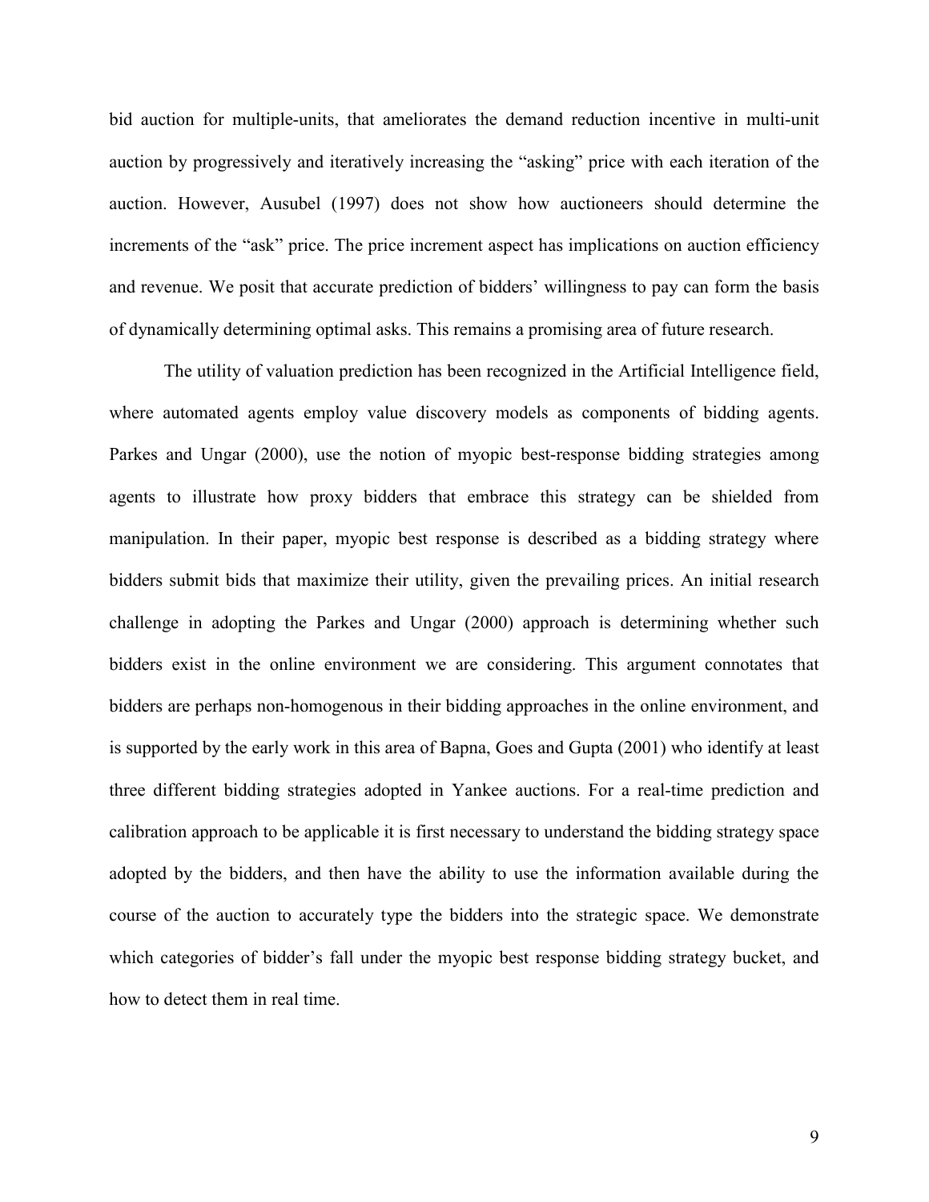bid auction for multiple-units, that ameliorates the demand reduction incentive in multi-unit auction by progressively and iteratively increasing the “asking” price with each iteration of the auction. However, Ausubel (1997) does not show how auctioneers should determine the increments of the “ask” price. The price increment aspect has implications on auction efficiency and revenue. We posit that accurate prediction of bidders’ willingness to pay can form the basis of dynamically determining optimal asks. This remains a promising area of future research.

The utility of valuation prediction has been recognized in the Artificial Intelligence field, where automated agents employ value discovery models as components of bidding agents. Parkes and Ungar (2000), use the notion of myopic best-response bidding strategies among agents to illustrate how proxy bidders that embrace this strategy can be shielded from manipulation. In their paper, myopic best response is described as a bidding strategy where bidders submit bids that maximize their utility, given the prevailing prices. An initial research challenge in adopting the Parkes and Ungar (2000) approach is determining whether such bidders exist in the online environment we are considering. This argument connotates that bidders are perhaps non-homogenous in their bidding approaches in the online environment, and is supported by the early work in this area of Bapna, Goes and Gupta (2001) who identify at least three different bidding strategies adopted in Yankee auctions. For a real-time prediction and calibration approach to be applicable it is first necessary to understand the bidding strategy space adopted by the bidders, and then have the ability to use the information available during the course of the auction to accurately type the bidders into the strategic space. We demonstrate which categories of bidder’s fall under the myopic best response bidding strategy bucket, and how to detect them in real time.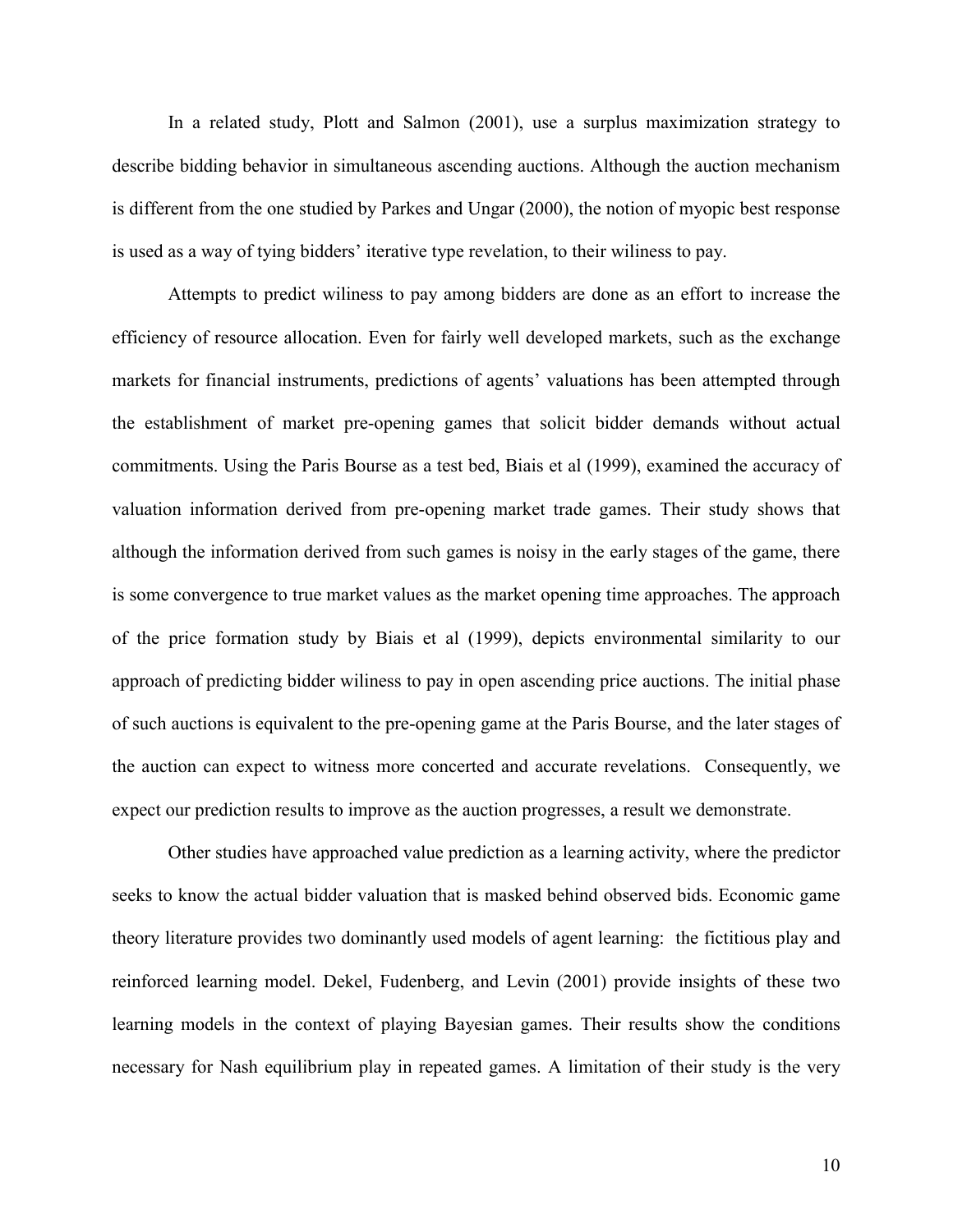In a related study, Plott and Salmon (2001), use a surplus maximization strategy to describe bidding behavior in simultaneous ascending auctions. Although the auction mechanism is different from the one studied by Parkes and Ungar (2000), the notion of myopic best response is used as a way of tying bidders' iterative type revelation, to their wiliness to pay.

Attempts to predict wiliness to pay among bidders are done as an effort to increase the efficiency of resource allocation. Even for fairly well developed markets, such as the exchange markets for financial instruments, predictions of agents' valuations has been attempted through the establishment of market pre-opening games that solicit bidder demands without actual commitments. Using the Paris Bourse as a test bed, Biais et al (1999), examined the accuracy of valuation information derived from pre-opening market trade games. Their study shows that although the information derived from such games is noisy in the early stages of the game, there is some convergence to true market values as the market opening time approaches. The approach of the price formation study by Biais et al (1999), depicts environmental similarity to our approach of predicting bidder wiliness to pay in open ascending price auctions. The initial phase of such auctions is equivalent to the pre-opening game at the Paris Bourse, and the later stages of the auction can expect to witness more concerted and accurate revelations. Consequently, we expect our prediction results to improve as the auction progresses, a result we demonstrate.

Other studies have approached value prediction as a learning activity, where the predictor seeks to know the actual bidder valuation that is masked behind observed bids. Economic game theory literature provides two dominantly used models of agent learning: the fictitious play and reinforced learning model. Dekel, Fudenberg, and Levin (2001) provide insights of these two learning models in the context of playing Bayesian games. Their results show the conditions necessary for Nash equilibrium play in repeated games. A limitation of their study is the very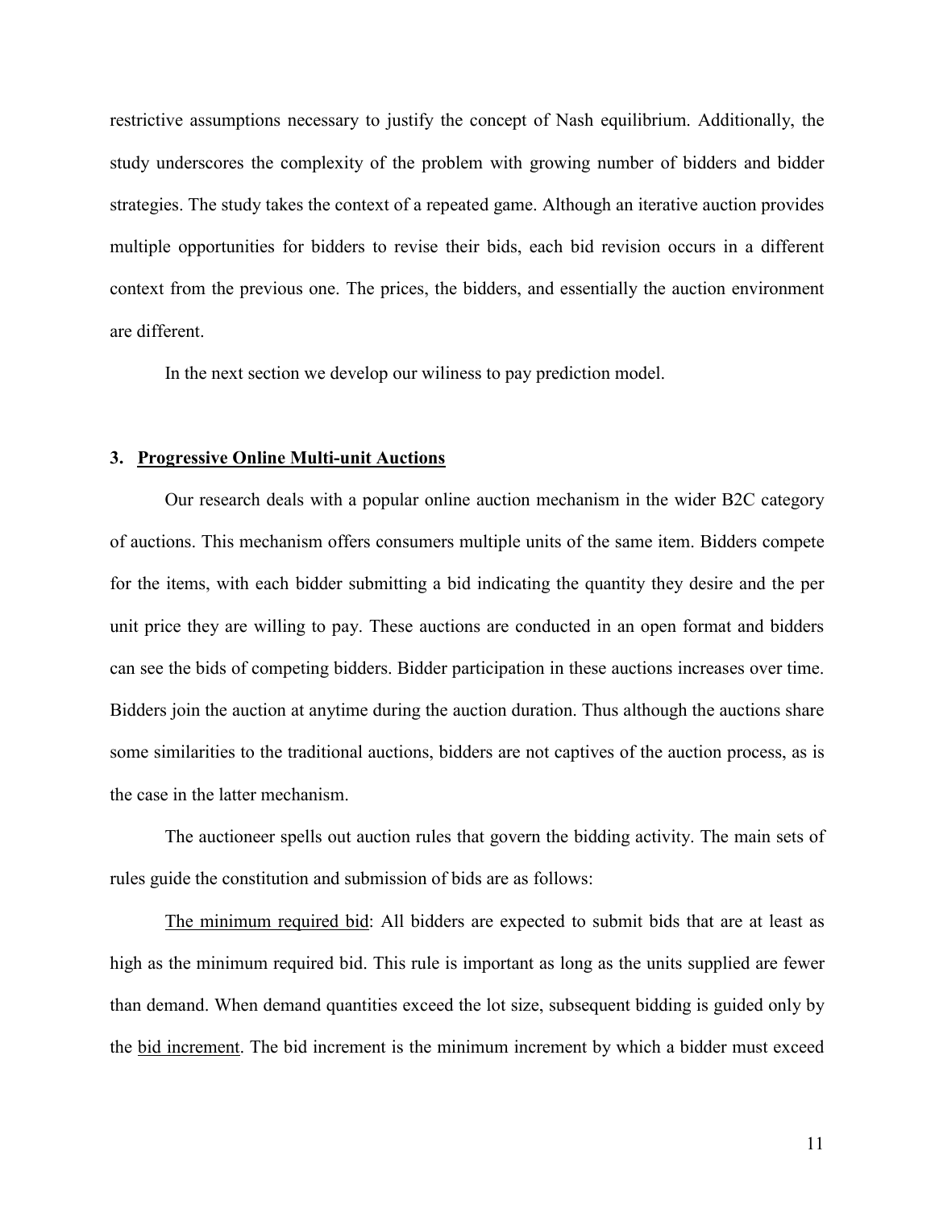restrictive assumptions necessary to justify the concept of Nash equilibrium. Additionally, the study underscores the complexity of the problem with growing number of bidders and bidder strategies. The study takes the context of a repeated game. Although an iterative auction provides multiple opportunities for bidders to revise their bids, each bid revision occurs in a different context from the previous one. The prices, the bidders, and essentially the auction environment are different.

In the next section we develop our wiliness to pay prediction model.

## 3. Progressive Online Multi-unit Auctions

Our research deals with a popular online auction mechanism in the wider B2C category of auctions. This mechanism offers consumers multiple units of the same item. Bidders compete for the items, with each bidder submitting a bid indicating the quantity they desire and the per unit price they are willing to pay. These auctions are conducted in an open format and bidders can see the bids of competing bidders. Bidder participation in these auctions increases over time. Bidders join the auction at anytime during the auction duration. Thus although the auctions share some similarities to the traditional auctions, bidders are not captives of the auction process, as is the case in the latter mechanism.

The auctioneer spells out auction rules that govern the bidding activity. The main sets of rules guide the constitution and submission of bids are as follows:

The minimum required bid: All bidders are expected to submit bids that are at least as high as the minimum required bid. This rule is important as long as the units supplied are fewer than demand. When demand quantities exceed the lot size, subsequent bidding is guided only by the bid increment. The bid increment is the minimum increment by which a bidder must exceed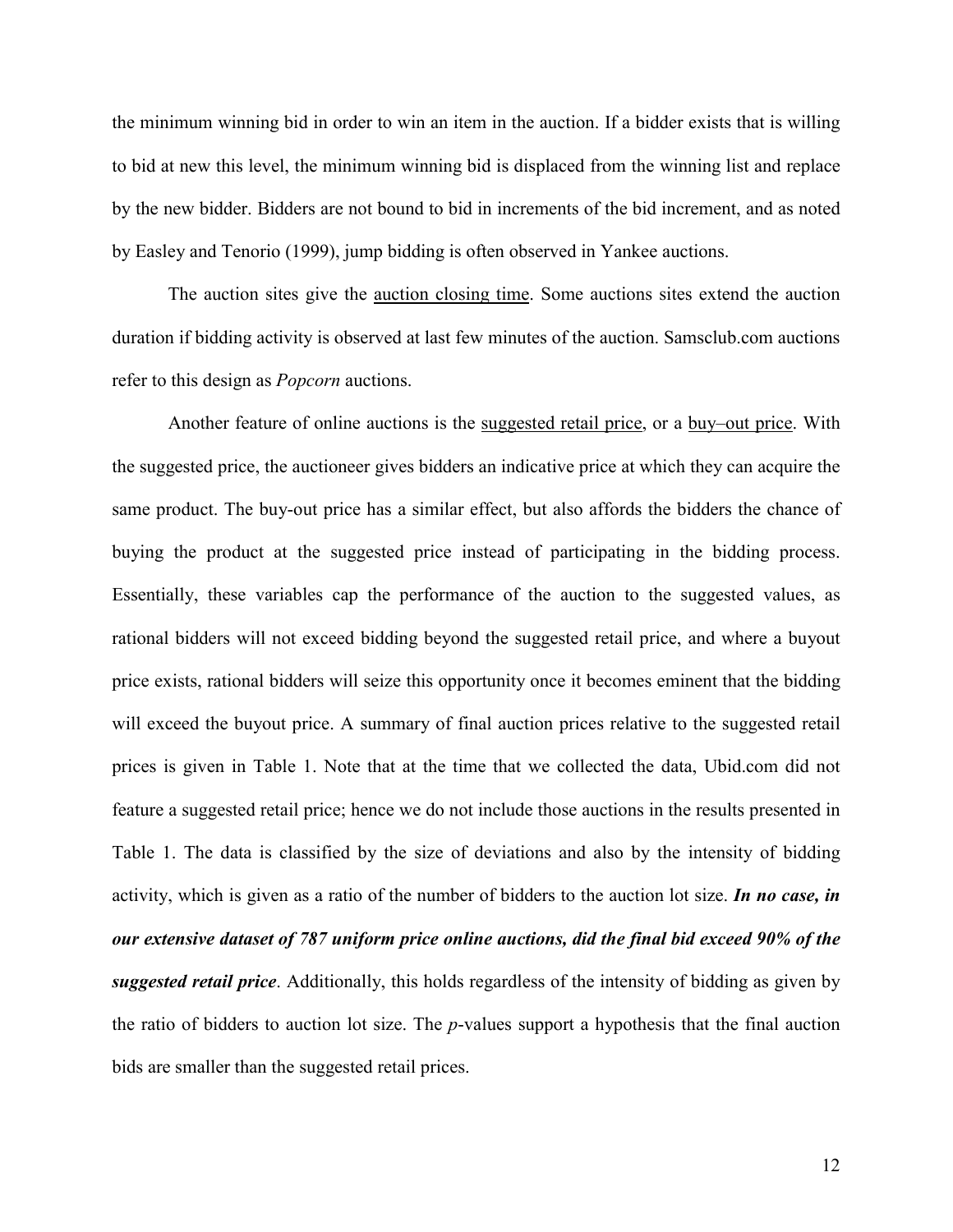the minimum winning bid in order to win an item in the auction. If a bidder exists that is willing to bid at new this level, the minimum winning bid is displaced from the winning list and replace by the new bidder. Bidders are not bound to bid in increments of the bid increment, and as noted by Easley and Tenorio (1999), jump bidding is often observed in Yankee auctions.

The auction sites give the <u>auction closing time</u>. Some auctions sites extend the auction duration if bidding activity is observed at last few minutes of the auction. Samsclub.com auctions refer to this design as *Popcorn* auctions.

Another feature of online auctions is the <u>suggested retail price</u>, or a <u>buy–out price</u>. With the suggested price, the auctioneer gives bidders an indicative price at which they can acquire the same product. The buy-out price has a similar effect, but also affords the bidders the chance of buying the product at the suggested price instead of participating in the bidding process. Essentially, these variables cap the performance of the auction to the suggested values, as rational bidders will not exceed bidding beyond the suggested retail price, and where a buyout price exists, rational bidders will seize this opportunity once it becomes eminent that the bidding will exceed the buyout price. A summary of final auction prices relative to the suggested retail prices is given in Table 1. Note that at the time that we collected the data, Ubid.com did not feature a suggested retail price; hence we do not include those auctions in the results presented in Table 1. The data is classified by the size of deviations and also by the intensity of bidding activity, which is given as a ratio of the number of bidders to the auction lot size. ***In no case, in our extensive dataset of 787 uniform price online auctions, did the final bid exceed 90% of the suggested retail price***. Additionally, this holds regardless of the intensity of bidding as given by the ratio of bidders to auction lot size. The *p*-values support a hypothesis that the final auction bids are smaller than the suggested retail prices.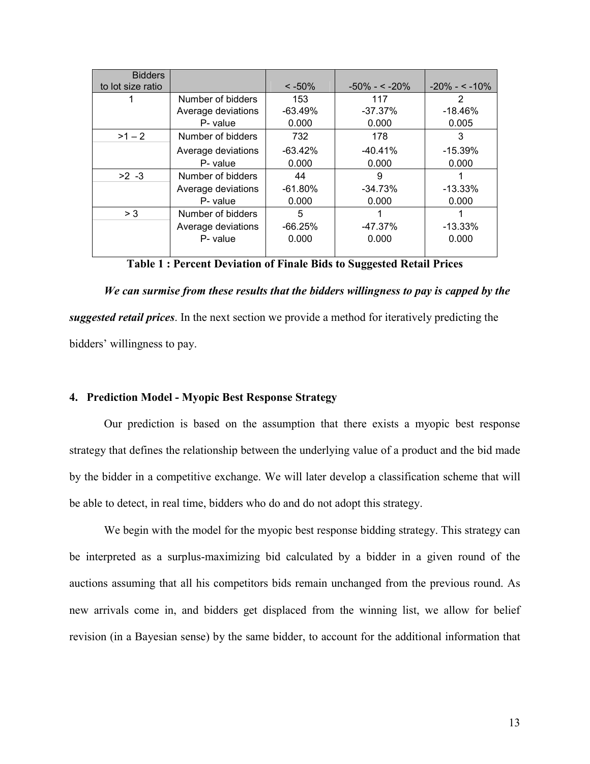| Bidders to lot size ratio | | < -50% | -50% - < -20% | -20% - < -10% |
|---|---|---|---|---|
| 1 | Number of bidders | 153 | 117 | 2 |
| | Average deviations | -63.49% | -37.37% | -18.46% |
| | P- value | 0.000 | 0.000 | 0.005 |
| >1 – 2 | Number of bidders | 732 | 178 | 3 |
| | Average deviations | -63.42% | -40.41% | -15.39% |
| | P- value | 0.000 | 0.000 | 0.000 |
| >2 -3 | Number of bidders | 44 | 9 | 1 |
| | Average deviations | -61.80% | -34.73% | -13.33% |
| | P- value | 0.000 | 0.000 | 0.000 |
| > 3 | Number of bidders | 5 | 1 | 1 |
| | Average deviations | -66.25% | -47.37% | -13.33% |
| | P- value | 0.000 | 0.000 | 0.000 |

**Table 1 : Percent Deviation of Finale Bids to Suggested Retail Prices**

***We can surmise from these results that the bidders willingness to pay is capped by the suggested retail prices***. In the next section we provide a method for iteratively predicting the bidders' willingness to pay.

## 4. Prediction Model - Myopic Best Response Strategy

Our prediction is based on the assumption that there exists a myopic best response strategy that defines the relationship between the underlying value of a product and the bid made by the bidder in a competitive exchange. We will later develop a classification scheme that will be able to detect, in real time, bidders who do and do not adopt this strategy.

We begin with the model for the myopic best response bidding strategy. This strategy can be interpreted as a surplus-maximizing bid calculated by a bidder in a given round of the auctions assuming that all his competitors bids remain unchanged from the previous round. As new arrivals come in, and bidders get displaced from the winning list, we allow for belief revision (in a Bayesian sense) by the same bidder, to account for the additional information that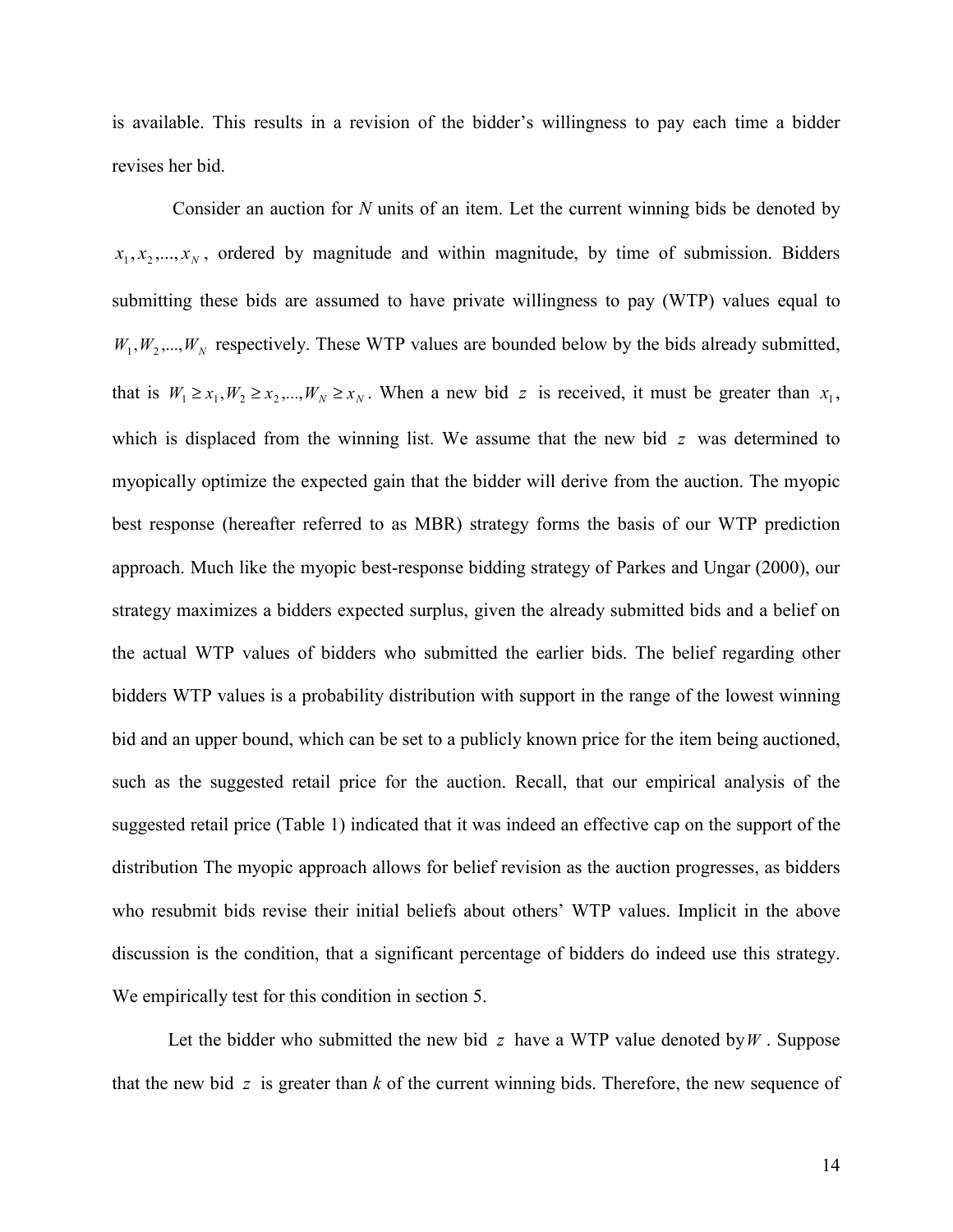is available. This results in a revision of the bidder's willingness to pay each time a bidder revises her bid.

Consider an auction for *N* units of an item. Let the current winning bids be denoted by $x_1, x_2, ..., x_N$, ordered by magnitude and within magnitude, by time of submission. Bidders submitting these bids are assumed to have private willingness to pay (WTP) values equal to $W_1, W_2, ..., W_N$ respectively. These WTP values are bounded below by the bids already submitted, that is $W_1 \geq x_1, W_2 \geq x_2, ..., W_N \geq x_N$. When a new bid $z$ is received, it must be greater than $x_1$, which is displaced from the winning list. We assume that the new bid $z$ was determined to myopically optimize the expected gain that the bidder will derive from the auction. The myopic best response (hereafter referred to as MBR) strategy forms the basis of our WTP prediction approach. Much like the myopic best-response bidding strategy of Parkes and Ungar (2000), our strategy maximizes a bidders expected surplus, given the already submitted bids and a belief on the actual WTP values of bidders who submitted the earlier bids. The belief regarding other bidders WTP values is a probability distribution with support in the range of the lowest winning bid and an upper bound, which can be set to a publicly known price for the item being auctioned, such as the suggested retail price for the auction. Recall, that our empirical analysis of the suggested retail price (Table 1) indicated that it was indeed an effective cap on the support of the distribution The myopic approach allows for belief revision as the auction progresses, as bidders who resubmit bids revise their initial beliefs about others' WTP values. Implicit in the above discussion is the condition, that a significant percentage of bidders do indeed use this strategy. We empirically test for this condition in section 5.

Let the bidder who submitted the new bid $z$ have a WTP value denoted by $W$. Suppose that the new bid $z$ is greater than *k* of the current winning bids. Therefore, the new sequence of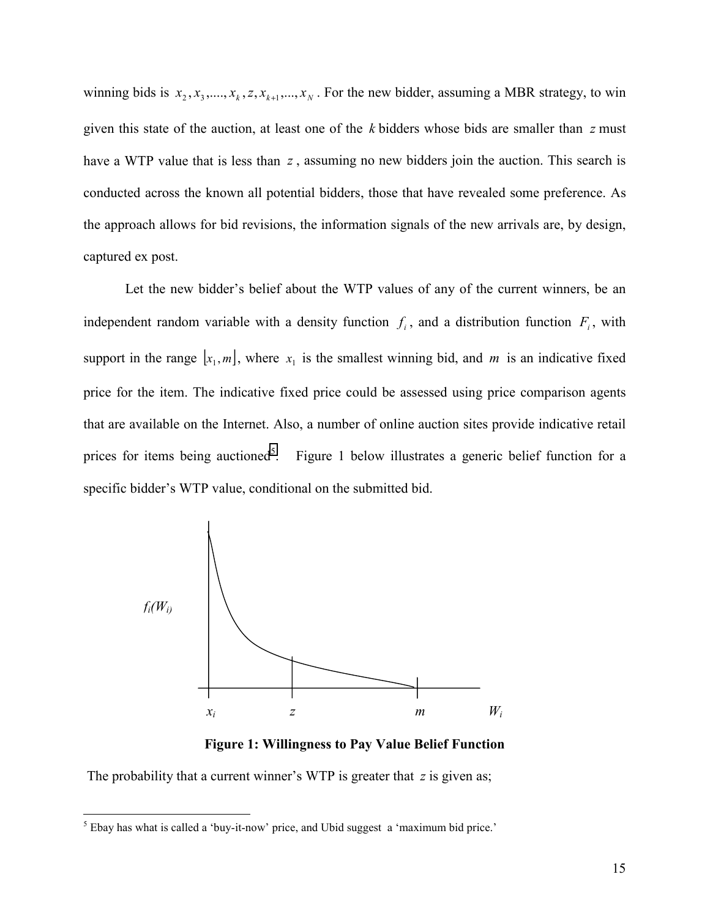winning bids is $x_2, x_3, ...., x_k, z, x_{k+1}, ..., x_N$. For the new bidder, assuming a MBR strategy, to win given this state of the auction, at least one of the $k$ bidders whose bids are smaller than $z$ must have a WTP value that is less than $z$, assuming no new bidders join the auction. This search is conducted across the known all potential bidders, those that have revealed some preference. As the approach allows for bid revisions, the information signals of the new arrivals are, by design, captured ex post.

Let the new bidder's belief about the WTP values of any of the current winners, be an independent random variable with a density function $f_i$, and a distribution function $F_i$, with support in the range $\lfloor x_1, m \rfloor$, where $x_1$ is the smallest winning bid, and $m$ is an indicative fixed price for the item. The indicative fixed price could be assessed using price comparison agents that are available on the Internet. Also, a number of online auction sites provide indicative retail prices for items being auctioned[5]. Figure 1 below illustrates a generic belief function for a specific bidder's WTP value, conditional on the submitted bid.

**Figure 1: Willingness to Pay Value Belief Function**

The probability that a current winner's WTP is greater that $z$ is given as;

[5] Ebay has what is called a 'buy-it-now' price, and Ubid suggest a 'maximum bid price.'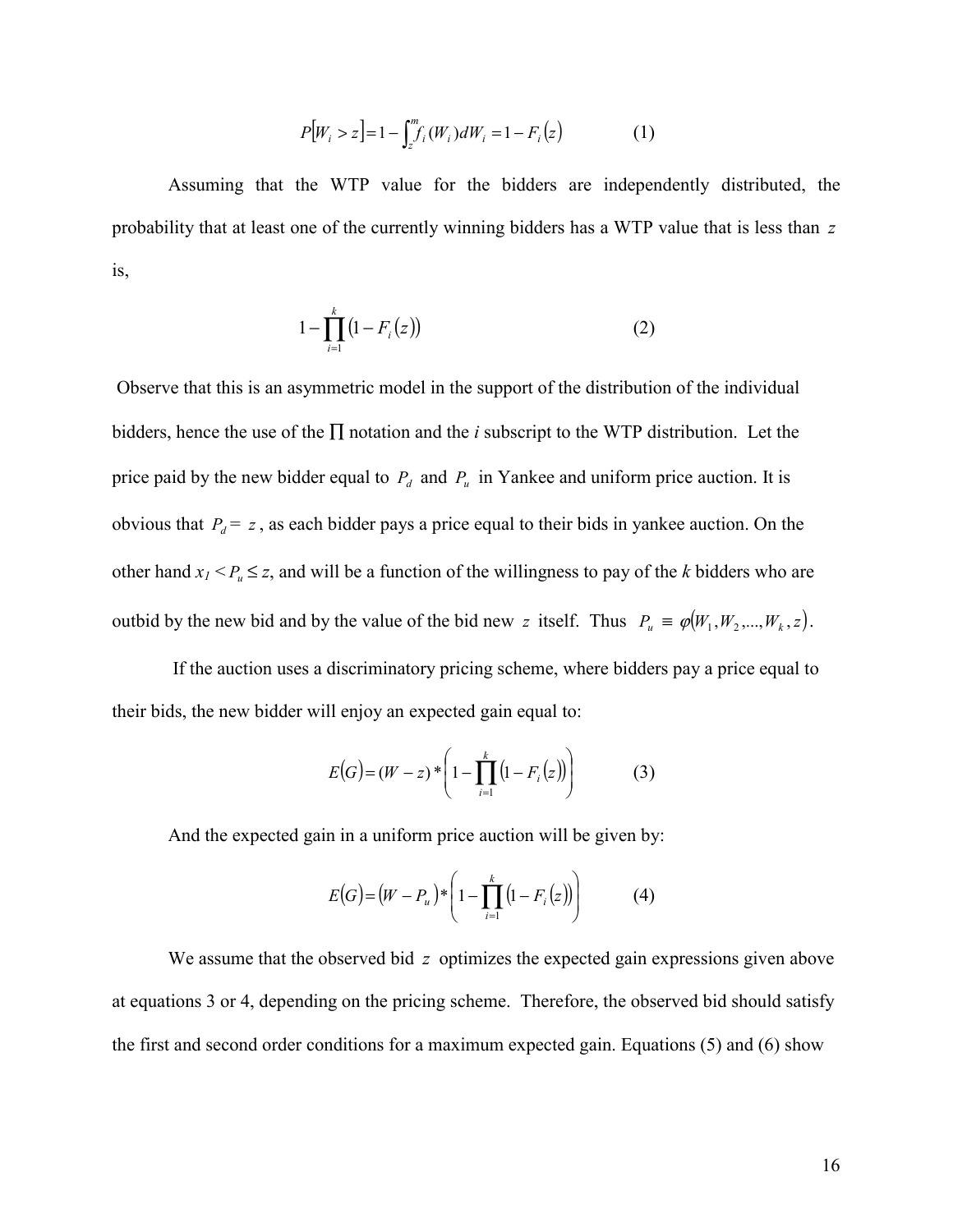$$P[W_i > z] = 1 - \int_z^m f_i(W_i)dW_i = 1 - F_i(z) \qquad (1)$$

Assuming that the WTP value for the bidders are independently distributed, the probability that at least one of the currently winning bidders has a WTP value that is less than $z$ is,

$$1 - \prod_{i=1}^{k} (1 - F_i(z)) \qquad (2)$$

Observe that this is an asymmetric model in the support of the distribution of the individual bidders, hence the use of the $\prod$ notation and the *i* subscript to the WTP distribution. Let the price paid by the new bidder equal to $P_d$ and $P_u$ in Yankee and uniform price auction. It is obvious that $P_d = z$, as each bidder pays a price equal to their bids in yankee auction. On the other hand $x_1 < P_u \leq z$, and will be a function of the willingness to pay of the *k* bidders who are outbid by the new bid and by the value of the bid new $z$ itself. Thus $P_u \equiv \varphi(W_1, W_2, ..., W_k, z)$.

If the auction uses a discriminatory pricing scheme, where bidders pay a price equal to their bids, the new bidder will enjoy an expected gain equal to:

$$E(G) = (W - z) * \left(1 - \prod_{i=1}^{k} (1 - F_i(z))\right) \qquad (3)$$

And the expected gain in a uniform price auction will be given by:

$$E(G) = (W - P_u) * \left(1 - \prod_{i=1}^{k} (1 - F_i(z))\right) \qquad (4)$$

We assume that the observed bid $z$ optimizes the expected gain expressions given above at equations 3 or 4, depending on the pricing scheme. Therefore, the observed bid should satisfy the first and second order conditions for a maximum expected gain. Equations (5) and (6) show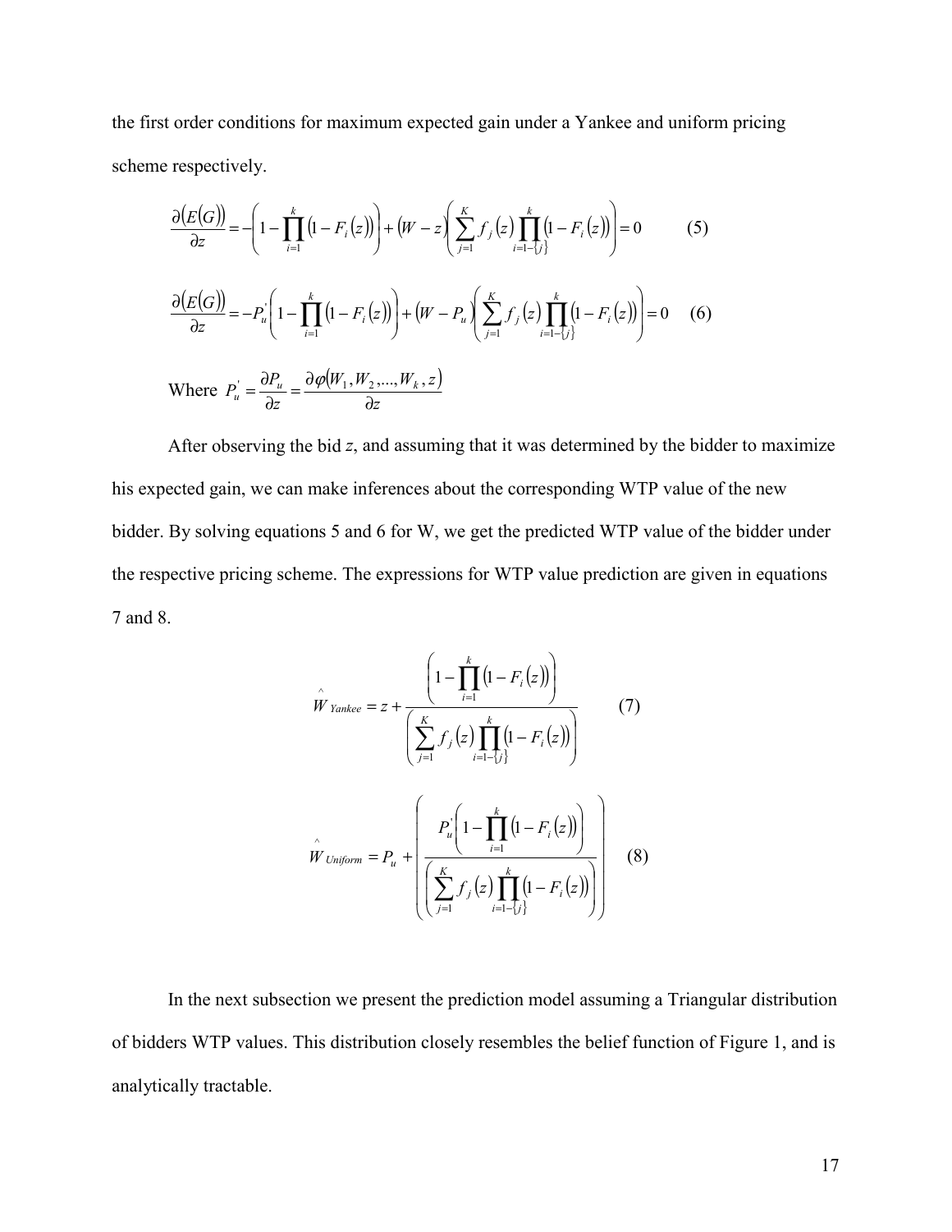the first order conditions for maximum expected gain under a Yankee and uniform pricing scheme respectively.

$$\frac{\partial (E(G))}{\partial z} = -\left(1 - \prod_{i=1}^{k}(1 - F_i(z))\right) + (W - z)\left(\sum_{j=1}^{K} f_j(z) \prod_{i=1-\{j\}}^{k}(1 - F_i(z))\right) = 0 \qquad (5)$$

$$\frac{\partial (E(G))}{\partial z} = -P_u^{'}\left(1 - \prod_{i=1}^{k}(1 - F_i(z))\right) + (W - P_u)\left(\sum_{j=1}^{K} f_j(z) \prod_{i=1-\{j\}}^{k}(1 - F_i(z))\right) = 0 \qquad (6)$$

Where $P_u^{'} = \frac{\partial P_u}{\partial z} = \frac{\partial \varphi(W_1, W_2, ..., W_k, z)}{\partial z}$

After observing the bid $z$, and assuming that it was determined by the bidder to maximize his expected gain, we can make inferences about the corresponding WTP value of the new bidder. By solving equations 5 and 6 for W, we get the predicted WTP value of the bidder under the respective pricing scheme. The expressions for WTP value prediction are given in equations 7 and 8.

$$\hat{W}_{Yankee} = z + \frac{\left(1 - \prod_{i=1}^{k}(1 - F_i(z))\right)}{\left(\sum_{j=1}^{K} f_j(z) \prod_{i=1-\{j\}}^{k}(1 - F_i(z))\right)} \qquad (7)$$

$$\hat{W}_{Uniform} = P_u + \left(\frac{P_u^{'}\left(1 - \prod_{i=1}^{k}(1 - F_i(z))\right)}{\left(\sum_{j=1}^{K} f_j(z) \prod_{i=1-\{j\}}^{k}(1 - F_i(z))\right)}\right) \qquad (8)$$

In the next subsection we present the prediction model assuming a Triangular distribution of bidders WTP values. This distribution closely resembles the belief function of Figure 1, and is analytically tractable.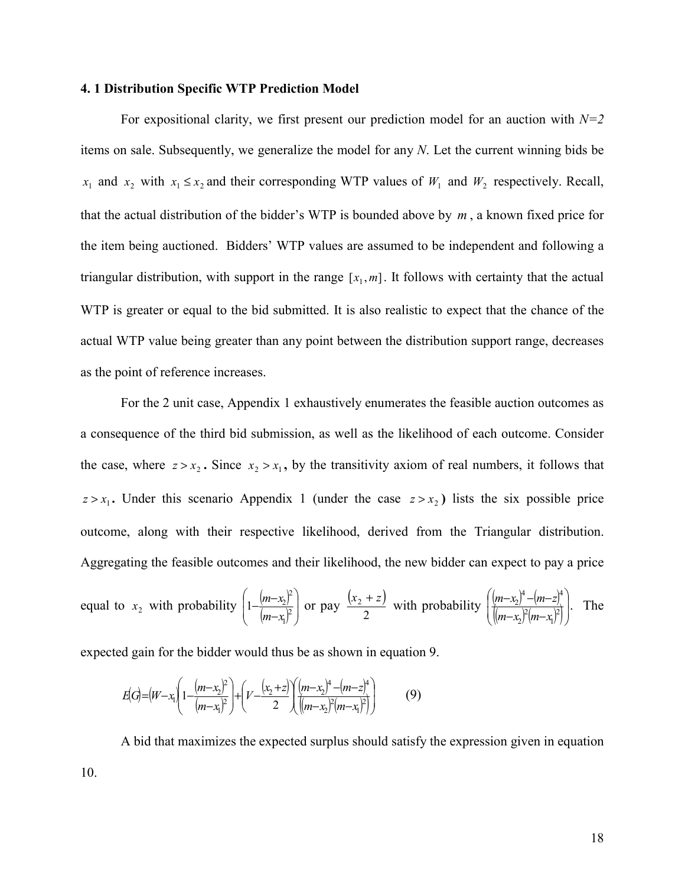### 4. 1 Distribution Specific WTP Prediction Model

For expositional clarity, we first present our prediction model for an auction with *N=2* items on sale. Subsequently, we generalize the model for any *N*. Let the current winning bids be $x_1$ and $x_2$ with $x_1 \leq x_2$ and their corresponding WTP values of $W_1$ and $W_2$ respectively. Recall, that the actual distribution of the bidder's WTP is bounded above by $m$, a known fixed price for the item being auctioned. Bidders' WTP values are assumed to be independent and following a triangular distribution, with support in the range $[x_1, m]$. It follows with certainty that the actual WTP is greater or equal to the bid submitted. It is also realistic to expect that the chance of the actual WTP value being greater than any point between the distribution support range, decreases as the point of reference increases.

For the 2 unit case, Appendix 1 exhaustively enumerates the feasible auction outcomes as a consequence of the third bid submission, as well as the likelihood of each outcome. Consider the case, where $z > x_2$. Since $x_2 > x_1$, by the transitivity axiom of real numbers, it follows that $z > x_1$. Under this scenario Appendix 1 (under the case $z > x_2$) lists the six possible price outcome, along with their respective likelihood, derived from the Triangular distribution. Aggregating the feasible outcomes and their likelihood, the new bidder can expect to pay a price equal to $x_2$ with probability $\left(1-\frac{(m-x_2)^2}{(m-x_1)^2}\right)$ or pay $\frac{(x_2+z)}{2}$ with probability $\left(\frac{(m-x_2)^4-(m-z)^4}{((m-x_2)^2(m-x_1)^2)}\right)$. The expected gain for the bidder would thus be as shown in equation 9.

$$E(G)=(W-x_1)\left(1-\frac{(m-x_2)^2}{(m-x_1)^2}\right)+\left(V-\frac{(x_2+z)}{2}\right)\left(\frac{(m-x_2)^4-(m-z)^4}{((m-x_2)^2(m-x_1)^2)}\right) \qquad (9)$$

A bid that maximizes the expected surplus should satisfy the expression given in equation 10.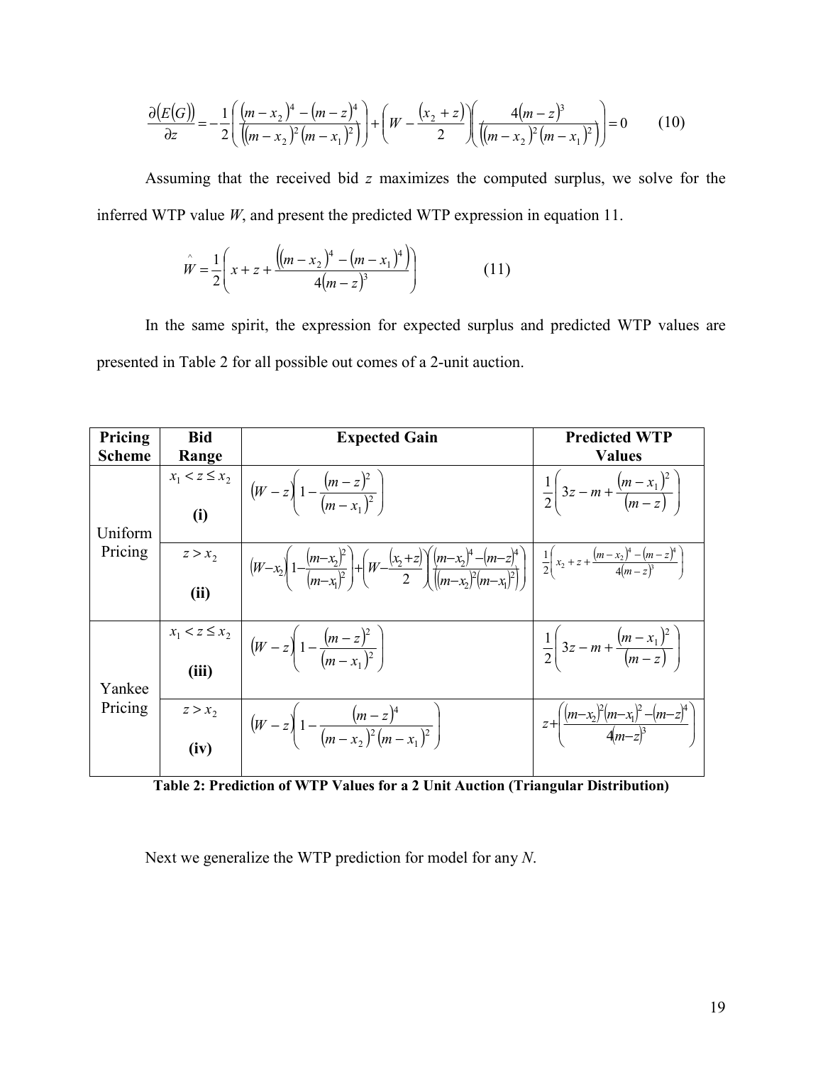$$\frac{\partial (E(G))}{\partial z} = -\frac{1}{2}\left(\frac{(m-x_2)^4-(m-z)^4}{\left((m-x_2)^2(m-x_1)^2\right)}\right)+\left(W-\frac{(x_2+z)}{2}\right)\left(\frac{4(m-z)^3}{\left((m-x_2)^2(m-x_1)^2\right)}\right)=0 \qquad (10)$$

Assuming that the received bid *z* maximizes the computed surplus, we solve for the inferred WTP value *W*, and present the predicted WTP expression in equation 11.

$$\hat{W}=\frac{1}{2}\left(x+z+\frac{\left((m-x_2)^4-(m-x_1)^4\right)}{4(m-z)^3}\right) \qquad (11)$$

In the same spirit, the expression for expected surplus and predicted WTP values are presented in Table 2 for all possible out comes of a 2-unit auction.

| **Pricing Scheme** | **Bid Range** | **Expected Gain** | **Predicted WTP Values** |
|---|---|---|---|
| Uniform Pricing | $x_1 < z \le x_2$ **(i)** | $(W-z)\left(1-\frac{(m-z)^2}{(m-x_1)^2}\right)$ | $\frac{1}{2}\left(3z-m+\frac{(m-x_1)^2}{(m-z)}\right)$ |
| | $z > x_2$ **(ii)** | $(W-x_2)\left(1-\frac{(m-x_2)^2}{(m-x_1)^2}\right)+\left(W-\frac{(x_2+z)}{2}\right)\left(\frac{(m-x_2)^4-(m-z)^4}{\left((m-x_2)^2(m-x_1)^2\right)}\right)$ | $\frac{1}{2}\left(x_2+z+\frac{(m-x_2)^4-(m-z)^4}{4(m-z)^3}\right)$ |
| Yankee Pricing | $x_1 < z \le x_2$ **(iii)** | $(W-z)\left(1-\frac{(m-z)^2}{(m-x_1)^2}\right)$ | $\frac{1}{2}\left(3z-m+\frac{(m-x_1)^2}{(m-z)}\right)$ |
| | $z > x_2$ **(iv)** | $(W-z)\left(1-\frac{(m-z)^4}{(m-x_2)^2(m-x_1)^2}\right)$ | $z+\left(\frac{(m-x_2)^2(m-x_1)^2-(m-z)^4}{4(m-z)^3}\right)$ |

**Table 2: Prediction of WTP Values for a 2 Unit Auction (Triangular Distribution)**

Next we generalize the WTP prediction for model for any *N*.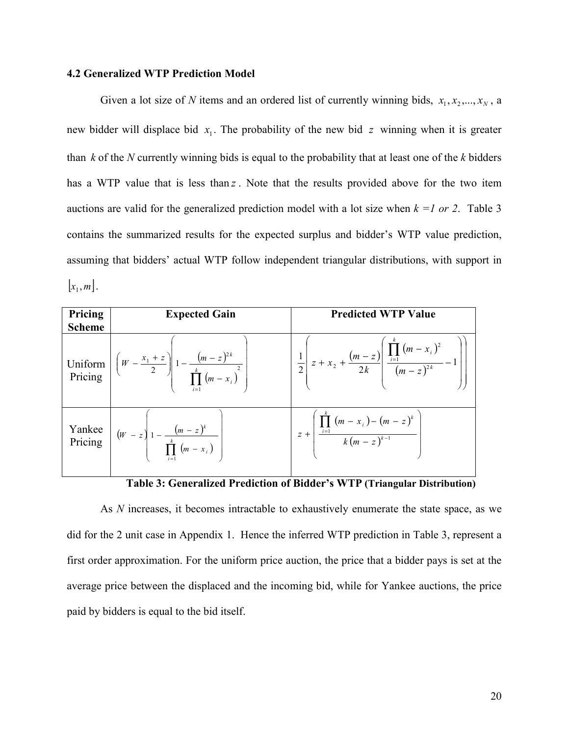### 4.2 Generalized WTP Prediction Model

Given a lot size of *N* items and an ordered list of currently winning bids, $x_1, x_2, ..., x_N$, a new bidder will displace bid $x_1$. The probability of the new bid $z$ winning when it is greater than *k* of the *N* currently winning bids is equal to the probability that at least one of the *k* bidders has a WTP value that is less than $z$. Note that the results provided above for the two item auctions are valid for the generalized prediction model with a lot size when *k =1 or 2*. Table 3 contains the summarized results for the expected surplus and bidder's WTP value prediction, assuming that bidders' actual WTP follow independent triangular distributions, with support in $\lfloor x_1, m \rfloor$.

| Pricing Scheme | Expected Gain | Predicted WTP Value |
|---|---|---|
| Uniform Pricing | $\left(W - \frac{x_1 + z}{2}\right)\left(1 - \frac{(m-z)^{2k}}{\prod_{i=1}^{k}(m - x_i)^2}\right)$ | $\frac{1}{2}\left(z + x_2 + \frac{(m-z)}{2k}\left(\frac{\prod_{i=1}^{k}(m-x_i)^2}{(m-z)^{2k}} - 1\right)\right)$ |
| Yankee Pricing | $(W - z)\left(1 - \frac{(m-z)^k}{\prod_{i=1}^{k}(m - x_i)}\right)$ | $z + \left(\frac{\prod_{i=1}^{k}(m - x_i) - (m-z)^k}{k(m-z)^{k-1}}\right)$ |

**Table 3: Generalized Prediction of Bidder's WTP (Triangular Distribution)**

As *N* increases, it becomes intractable to exhaustively enumerate the state space, as we did for the 2 unit case in Appendix 1. Hence the inferred WTP prediction in Table 3, represent a first order approximation. For the uniform price auction, the price that a bidder pays is set at the average price between the displaced and the incoming bid, while for Yankee auctions, the price paid by bidders is equal to the bid itself.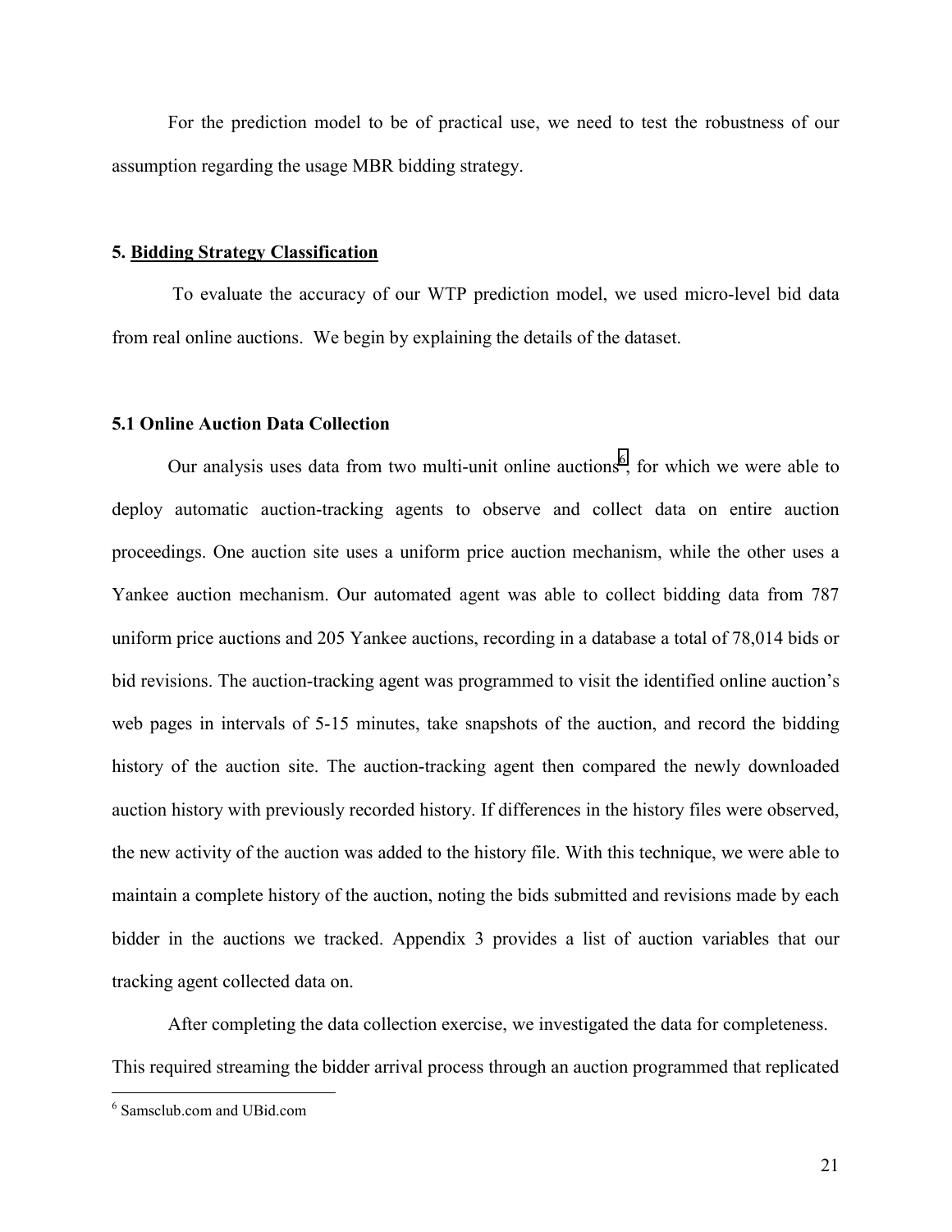For the prediction model to be of practical use, we need to test the robustness of our assumption regarding the usage MBR bidding strategy.

## 5. Bidding Strategy Classification

To evaluate the accuracy of our WTP prediction model, we used micro-level bid data from real online auctions. We begin by explaining the details of the dataset.

### 5.1 Online Auction Data Collection

Our analysis uses data from two multi-unit online auctions[6], for which we were able to deploy automatic auction-tracking agents to observe and collect data on entire auction proceedings. One auction site uses a uniform price auction mechanism, while the other uses a Yankee auction mechanism. Our automated agent was able to collect bidding data from 787 uniform price auctions and 205 Yankee auctions, recording in a database a total of 78,014 bids or bid revisions. The auction-tracking agent was programmed to visit the identified online auction's web pages in intervals of 5-15 minutes, take snapshots of the auction, and record the bidding history of the auction site. The auction-tracking agent then compared the newly downloaded auction history with previously recorded history. If differences in the history files were observed, the new activity of the auction was added to the history file. With this technique, we were able to maintain a complete history of the auction, noting the bids submitted and revisions made by each bidder in the auctions we tracked. Appendix 3 provides a list of auction variables that our tracking agent collected data on.

After completing the data collection exercise, we investigated the data for completeness. This required streaming the bidder arrival process through an auction programmed that replicated

[6] Samsclub.com and UBid.com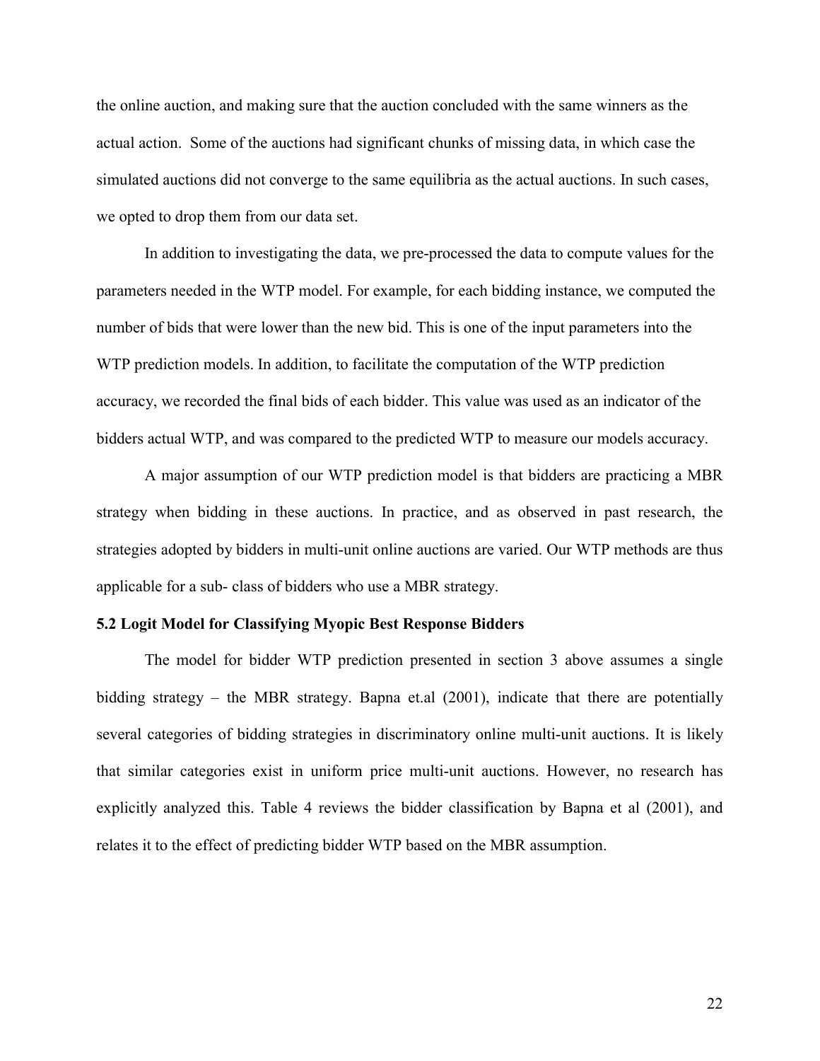the online auction, and making sure that the auction concluded with the same winners as the actual action. Some of the auctions had significant chunks of missing data, in which case the simulated auctions did not converge to the same equilibria as the actual auctions. In such cases, we opted to drop them from our data set.

In addition to investigating the data, we pre-processed the data to compute values for the parameters needed in the WTP model. For example, for each bidding instance, we computed the number of bids that were lower than the new bid. This is one of the input parameters into the WTP prediction models. In addition, to facilitate the computation of the WTP prediction accuracy, we recorded the final bids of each bidder. This value was used as an indicator of the bidders actual WTP, and was compared to the predicted WTP to measure our models accuracy.

A major assumption of our WTP prediction model is that bidders are practicing a MBR strategy when bidding in these auctions. In practice, and as observed in past research, the strategies adopted by bidders in multi-unit online auctions are varied. Our WTP methods are thus applicable for a sub- class of bidders who use a MBR strategy.

### 5.2 Logit Model for Classifying Myopic Best Response Bidders

The model for bidder WTP prediction presented in section 3 above assumes a single bidding strategy – the MBR strategy. Bapna et.al (2001), indicate that there are potentially several categories of bidding strategies in discriminatory online multi-unit auctions. It is likely that similar categories exist in uniform price multi-unit auctions. However, no research has explicitly analyzed this. Table 4 reviews the bidder classification by Bapna et al (2001), and relates it to the effect of predicting bidder WTP based on the MBR assumption.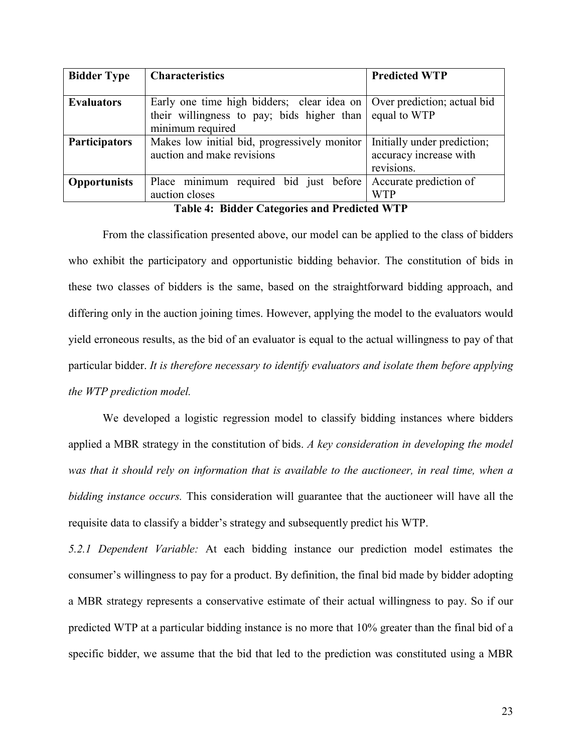| **Bidder Type** | **Characteristics** | **Predicted WTP** |
| --- | --- | --- |
| **Evaluators** | Early one time high bidders; clear idea on their willingness to pay; bids higher than minimum required | Over prediction; actual bid equal to WTP |
| **Participators** | Makes low initial bid, progressively monitor auction and make revisions | Initially under prediction; accuracy increase with revisions. |
| **Opportunists** | Place minimum required bid just before auction closes | Accurate prediction of WTP |

**Table 4: Bidder Categories and Predicted WTP**

From the classification presented above, our model can be applied to the class of bidders who exhibit the participatory and opportunistic bidding behavior. The constitution of bids in these two classes of bidders is the same, based on the straightforward bidding approach, and differing only in the auction joining times. However, applying the model to the evaluators would yield erroneous results, as the bid of an evaluator is equal to the actual willingness to pay of that particular bidder. *It is therefore necessary to identify evaluators and isolate them before applying the WTP prediction model.*

We developed a logistic regression model to classify bidding instances where bidders applied a MBR strategy in the constitution of bids. *A key consideration in developing the model was that it should rely on information that is available to the auctioneer, in real time, when a bidding instance occurs.* This consideration will guarantee that the auctioneer will have all the requisite data to classify a bidder's strategy and subsequently predict his WTP.

*5.2.1 Dependent Variable:* At each bidding instance our prediction model estimates the consumer's willingness to pay for a product. By definition, the final bid made by bidder adopting a MBR strategy represents a conservative estimate of their actual willingness to pay. So if our predicted WTP at a particular bidding instance is no more that 10% greater than the final bid of a specific bidder, we assume that the bid that led to the prediction was constituted using a MBR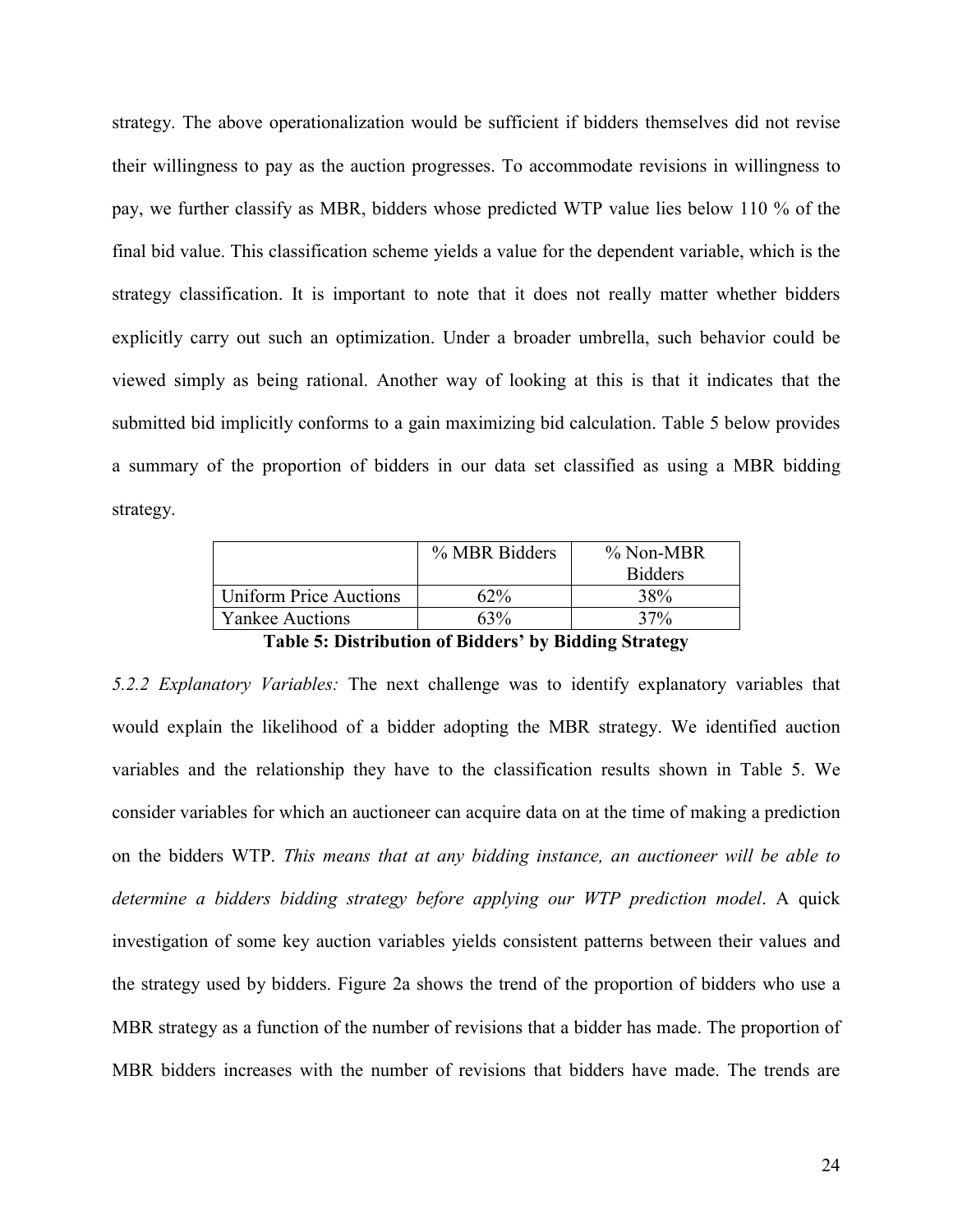strategy. The above operationalization would be sufficient if bidders themselves did not revise their willingness to pay as the auction progresses. To accommodate revisions in willingness to pay, we further classify as MBR, bidders whose predicted WTP value lies below 110 % of the final bid value. This classification scheme yields a value for the dependent variable, which is the strategy classification. It is important to note that it does not really matter whether bidders explicitly carry out such an optimization. Under a broader umbrella, such behavior could be viewed simply as being rational. Another way of looking at this is that it indicates that the submitted bid implicitly conforms to a gain maximizing bid calculation. Table 5 below provides a summary of the proportion of bidders in our data set classified as using a MBR bidding strategy.

| | % MBR Bidders | % Non-MBR Bidders |
|---|---|---|
| Uniform Price Auctions | 62% | 38% |
| Yankee Auctions | 63% | 37% |

**Table 5: Distribution of Bidders' by Bidding Strategy**

*5.2.2 Explanatory Variables:* The next challenge was to identify explanatory variables that would explain the likelihood of a bidder adopting the MBR strategy. We identified auction variables and the relationship they have to the classification results shown in Table 5. We consider variables for which an auctioneer can acquire data on at the time of making a prediction on the bidders WTP. *This means that at any bidding instance, an auctioneer will be able to determine a bidders bidding strategy before applying our WTP prediction model*. A quick investigation of some key auction variables yields consistent patterns between their values and the strategy used by bidders. Figure 2a shows the trend of the proportion of bidders who use a MBR strategy as a function of the number of revisions that a bidder has made. The proportion of MBR bidders increases with the number of revisions that bidders have made. The trends are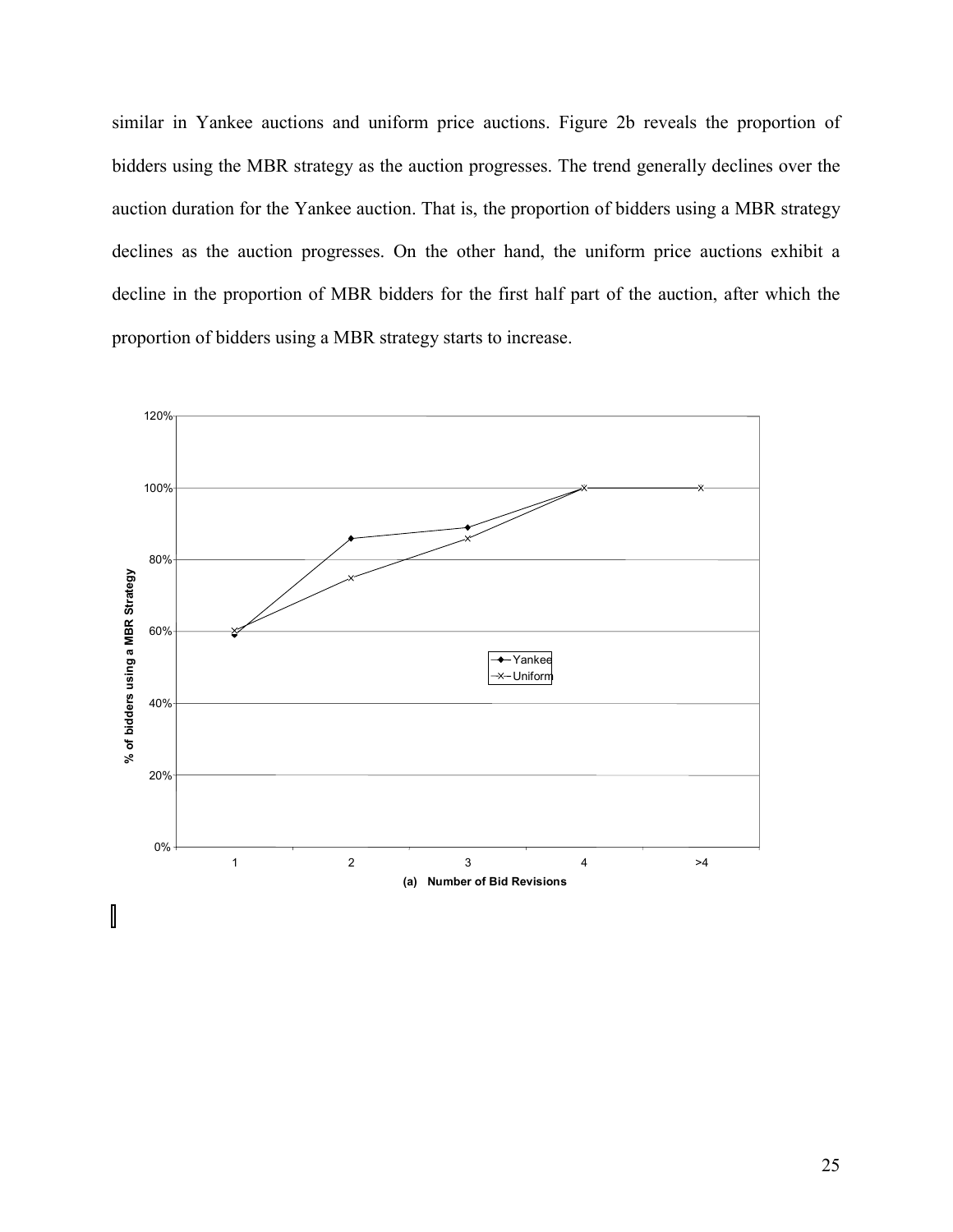similar in Yankee auctions and uniform price auctions. Figure 2b reveals the proportion of bidders using the MBR strategy as the auction progresses. The trend generally declines over the auction duration for the Yankee auction. That is, the proportion of bidders using a MBR strategy declines as the auction progresses. On the other hand, the uniform price auctions exhibit a decline in the proportion of MBR bidders for the first half part of the auction, after which the proportion of bidders using a MBR strategy starts to increase.

(a) Number of Bid Revisions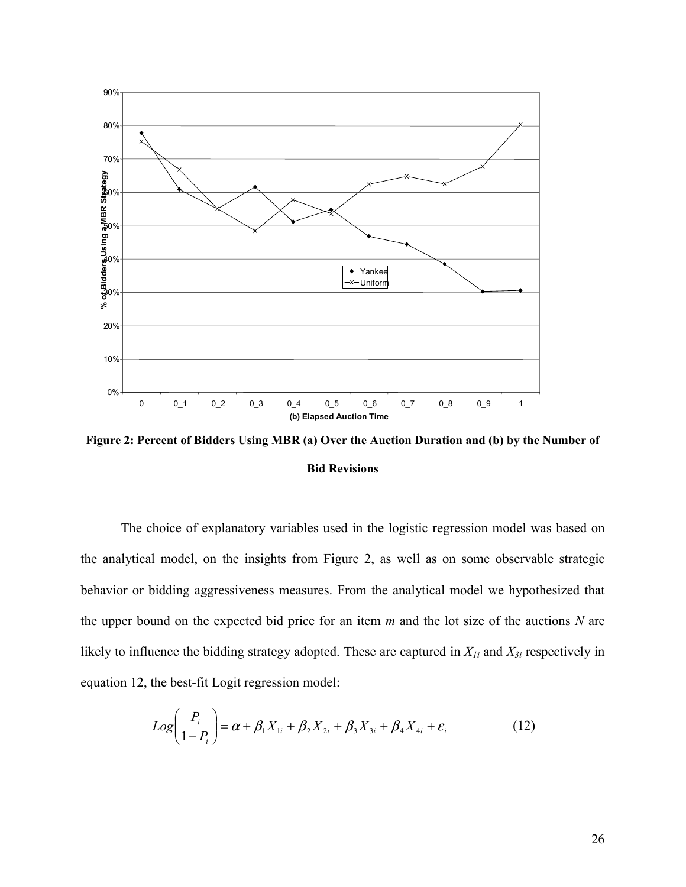**Figure 2: Percent of Bidders Using MBR (a) Over the Auction Duration and (b) by the Number of Bid Revisions**

The choice of explanatory variables used in the logistic regression model was based on the analytical model, on the insights from Figure 2, as well as on some observable strategic behavior or bidding aggressiveness measures. From the analytical model we hypothesized that the upper bound on the expected bid price for an item *m* and the lot size of the auctions *N* are likely to influence the bidding strategy adopted. These are captured in $X_{1i}$ and $X_{3i}$ respectively in equation 12, the best-fit Logit regression model:

$$Log\left(\frac{P_i}{1-P_i}\right) = \alpha + \beta_1 X_{1i} + \beta_2 X_{2i} + \beta_3 X_{3i} + \beta_4 X_{4i} + \varepsilon_i \qquad (12)$$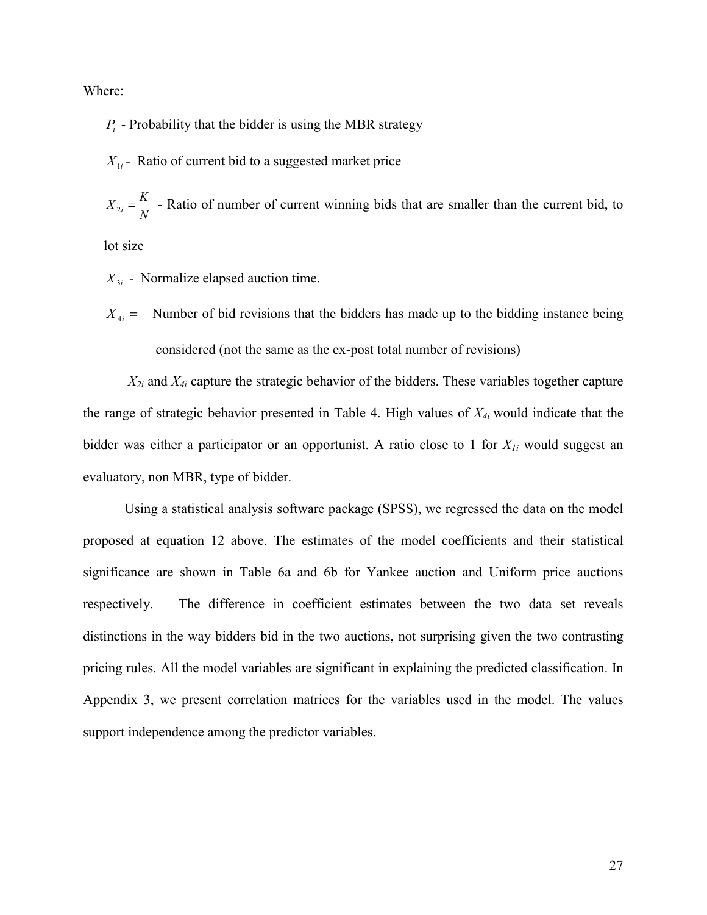Where:

$P_i$ - Probability that the bidder is using the MBR strategy

$X_{1i}$ - Ratio of current bid to a suggested market price

$X_{2i} = \frac{K}{N}$ - Ratio of number of current winning bids that are smaller than the current bid, to lot size

$X_{3i}$ - Normalize elapsed auction time.

$X_{4i} =$ Number of bid revisions that the bidders has made up to the bidding instance being considered (not the same as the ex-post total number of revisions)

$X_{2i}$ and $X_{4i}$ capture the strategic behavior of the bidders. These variables together capture the range of strategic behavior presented in Table 4. High values of $X_{4i}$ would indicate that the bidder was either a participator or an opportunist. A ratio close to 1 for $X_{1i}$ would suggest an evaluatory, non MBR, type of bidder.

Using a statistical analysis software package (SPSS), we regressed the data on the model proposed at equation 12 above. The estimates of the model coefficients and their statistical significance are shown in Table 6a and 6b for Yankee auction and Uniform price auctions respectively. The difference in coefficient estimates between the two data set reveals distinctions in the way bidders bid in the two auctions, not surprising given the two contrasting pricing rules. All the model variables are significant in explaining the predicted classification. In Appendix 3, we present correlation matrices for the variables used in the model. The values support independence among the predictor variables.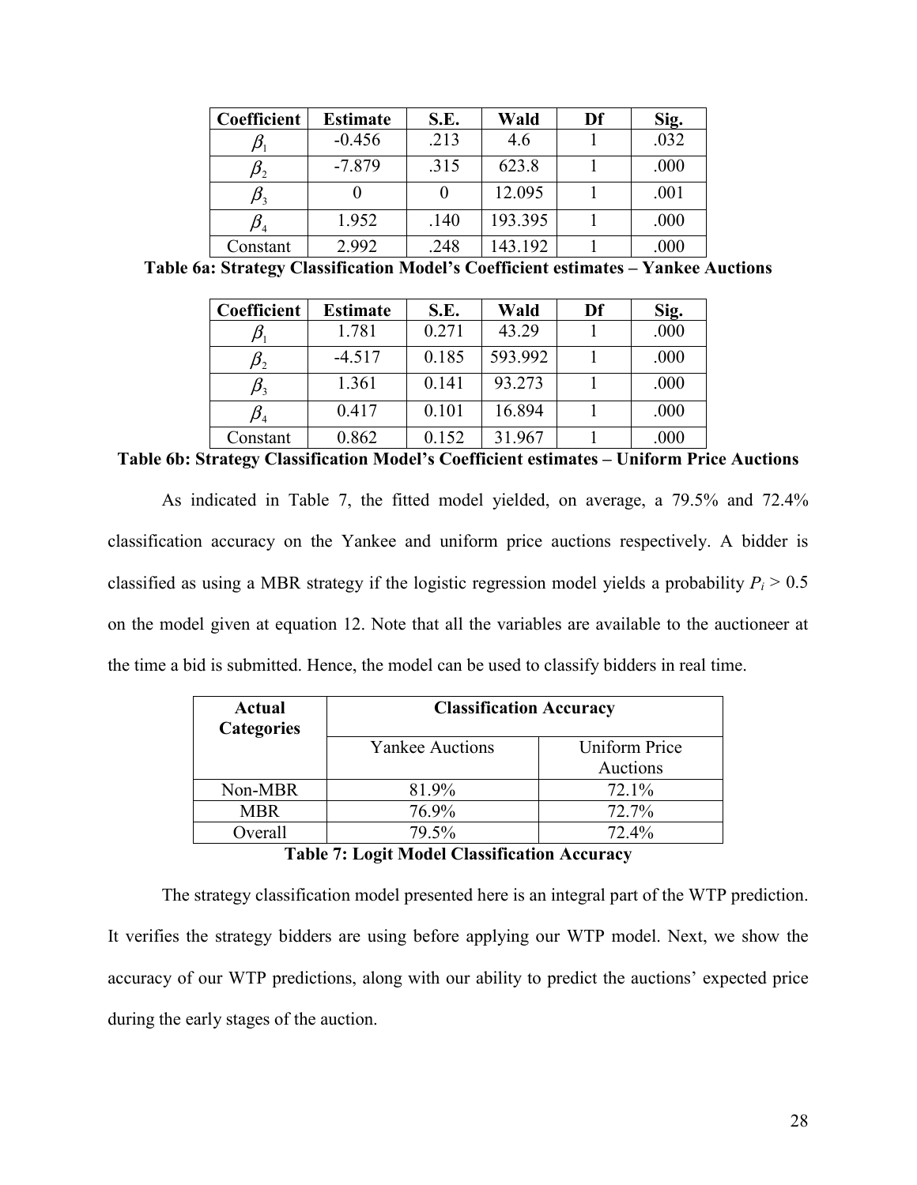| Coefficient | Estimate | S.E. | Wald | Df | Sig. |
| --- | --- | --- | --- | --- | --- |
| $\beta_1$ | -0.456 | .213 | 4.6 | 1 | .032 |
| $\beta_2$ | -7.879 | .315 | 623.8 | 1 | .000 |
| $\beta_3$ | 0 | 0 | 12.095 | 1 | .001 |
| $\beta_4$ | 1.952 | .140 | 193.395 | 1 | .000 |
| Constant | 2.992 | .248 | 143.192 | 1 | .000 |

**Table 6a: Strategy Classification Model's Coefficient estimates – Yankee Auctions**

| Coefficient | Estimate | S.E. | Wald | Df | Sig. |
| --- | --- | --- | --- | --- | --- |
| $\beta_1$ | 1.781 | 0.271 | 43.29 | 1 | .000 |
| $\beta_2$ | -4.517 | 0.185 | 593.992 | 1 | .000 |
| $\beta_3$ | 1.361 | 0.141 | 93.273 | 1 | .000 |
| $\beta_4$ | 0.417 | 0.101 | 16.894 | 1 | .000 |
| Constant | 0.862 | 0.152 | 31.967 | 1 | .000 |

**Table 6b: Strategy Classification Model's Coefficient estimates – Uniform Price Auctions**

As indicated in Table 7, the fitted model yielded, on average, a 79.5% and 72.4% classification accuracy on the Yankee and uniform price auctions respectively. A bidder is classified as using a MBR strategy if the logistic regression model yields a probability $P_i > 0.5$ on the model given at equation 12. Note that all the variables are available to the auctioneer at the time a bid is submitted. Hence, the model can be used to classify bidders in real time.

| Actual Categories | Classification Accuracy | |
| --- | --- | --- |
| | Yankee Auctions | Uniform Price Auctions |
| Non-MBR | 81.9% | 72.1% |
| MBR | 76.9% | 72.7% |
| Overall | 79.5% | 72.4% |

**Table 7: Logit Model Classification Accuracy**

The strategy classification model presented here is an integral part of the WTP prediction. It verifies the strategy bidders are using before applying our WTP model. Next, we show the accuracy of our WTP predictions, along with our ability to predict the auctions' expected price during the early stages of the auction.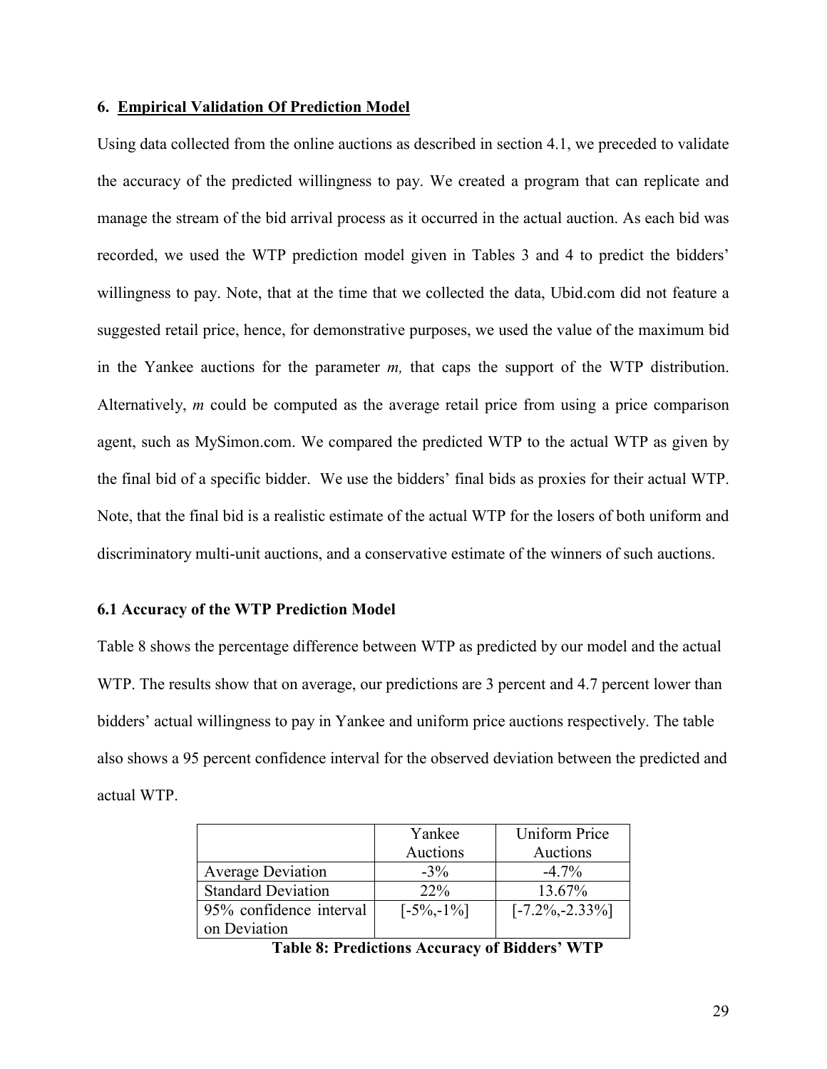## 6. Empirical Validation Of Prediction Model

Using data collected from the online auctions as described in section 4.1, we preceded to validate the accuracy of the predicted willingness to pay. We created a program that can replicate and manage the stream of the bid arrival process as it occurred in the actual auction. As each bid was recorded, we used the WTP prediction model given in Tables 3 and 4 to predict the bidders' willingness to pay. Note, that at the time that we collected the data, Ubid.com did not feature a suggested retail price, hence, for demonstrative purposes, we used the value of the maximum bid in the Yankee auctions for the parameter $m$, that caps the support of the WTP distribution. Alternatively, $m$ could be computed as the average retail price from using a price comparison agent, such as MySimon.com. We compared the predicted WTP to the actual WTP as given by the final bid of a specific bidder. We use the bidders' final bids as proxies for their actual WTP. Note, that the final bid is a realistic estimate of the actual WTP for the losers of both uniform and discriminatory multi-unit auctions, and a conservative estimate of the winners of such auctions.

### 6.1 Accuracy of the WTP Prediction Model

Table 8 shows the percentage difference between WTP as predicted by our model and the actual WTP. The results show that on average, our predictions are 3 percent and 4.7 percent lower than bidders' actual willingness to pay in Yankee and uniform price auctions respectively. The table also shows a 95 percent confidence interval for the observed deviation between the predicted and actual WTP.

| | Yankee Auctions | Uniform Price Auctions |
|---|---|---|
| Average Deviation | -3% | -4.7% |
| Standard Deviation | 22% | 13.67% |
| 95% confidence interval on Deviation | [-5%,-1%] | [-7.2%,-2.33%] |

**Table 8: Predictions Accuracy of Bidders' WTP**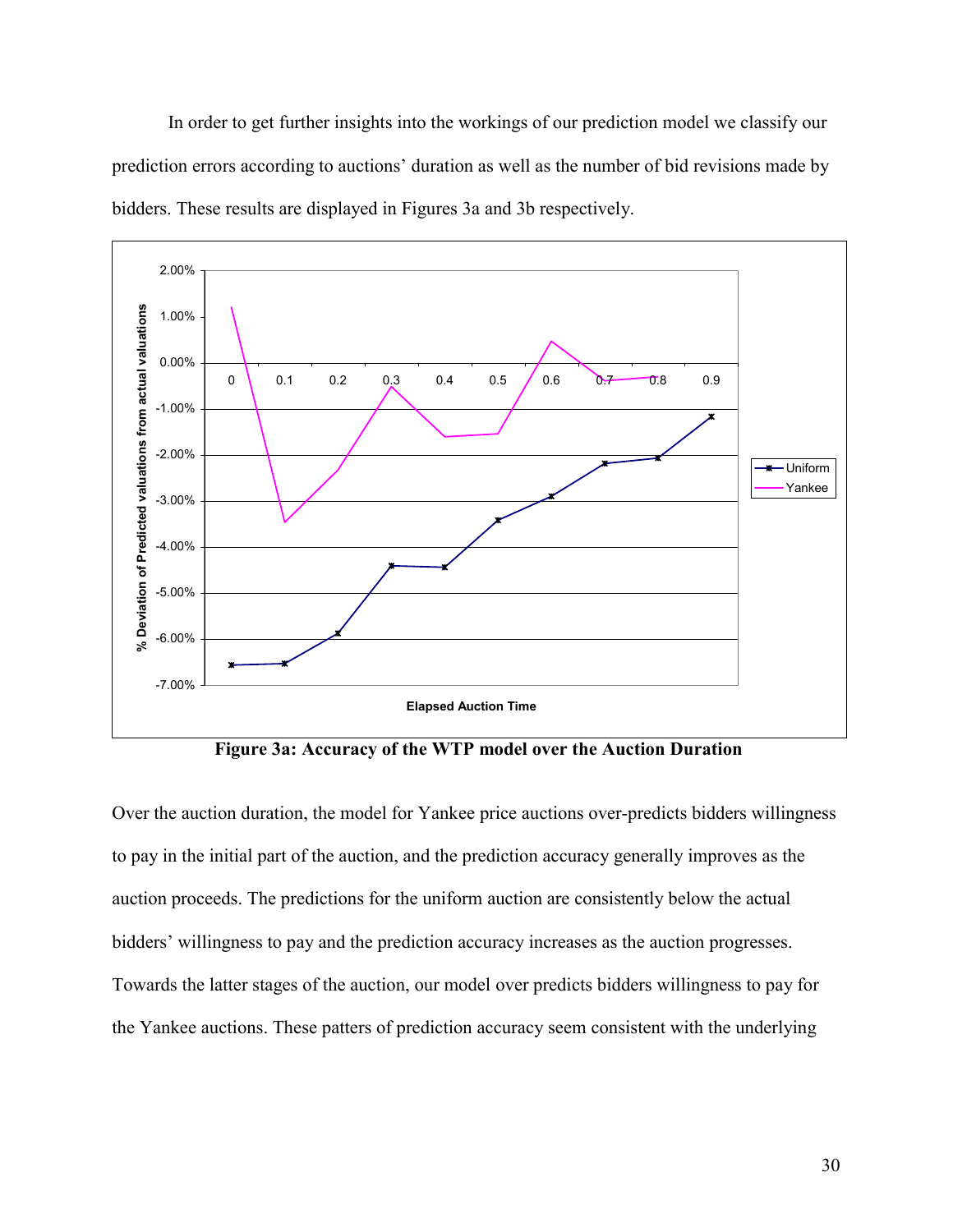In order to get further insights into the workings of our prediction model we classify our prediction errors according to auctions' duration as well as the number of bid revisions made by bidders. These results are displayed in Figures 3a and 3b respectively.

**Figure 3a: Accuracy of the WTP model over the Auction Duration**

Over the auction duration, the model for Yankee price auctions over-predicts bidders willingness to pay in the initial part of the auction, and the prediction accuracy generally improves as the auction proceeds. The predictions for the uniform auction are consistently below the actual bidders' willingness to pay and the prediction accuracy increases as the auction progresses. Towards the latter stages of the auction, our model over predicts bidders willingness to pay for the Yankee auctions. These patters of prediction accuracy seem consistent with the underlying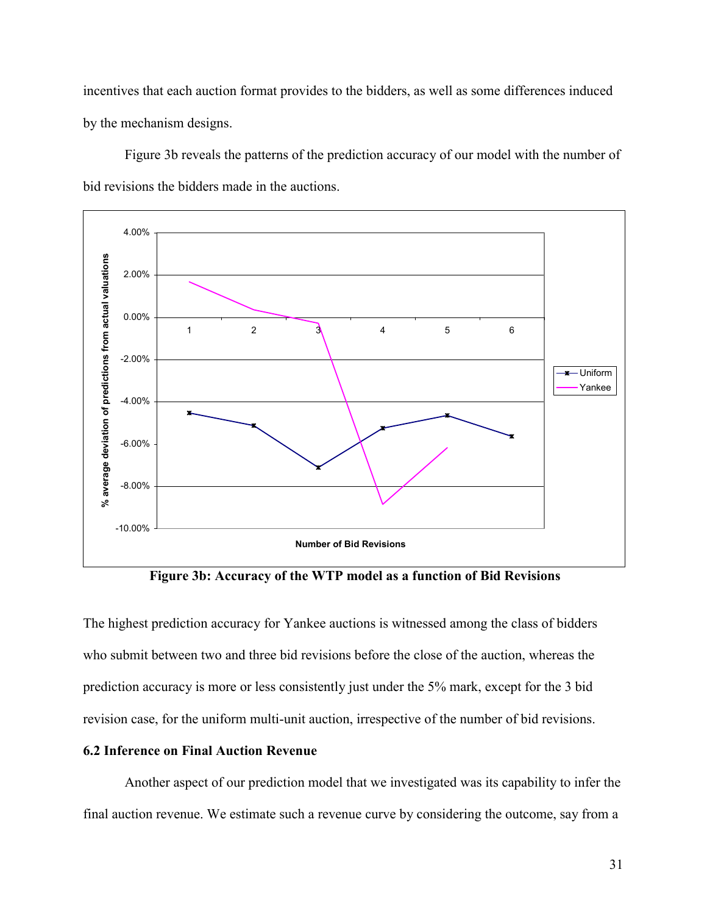incentives that each auction format provides to the bidders, as well as some differences induced by the mechanism designs.

Figure 3b reveals the patterns of the prediction accuracy of our model with the number of bid revisions the bidders made in the auctions.

**Figure 3b: Accuracy of the WTP model as a function of Bid Revisions**

The highest prediction accuracy for Yankee auctions is witnessed among the class of bidders who submit between two and three bid revisions before the close of the auction, whereas the prediction accuracy is more or less consistently just under the 5% mark, except for the 3 bid revision case, for the uniform multi-unit auction, irrespective of the number of bid revisions.

### 6.2 Inference on Final Auction Revenue

Another aspect of our prediction model that we investigated was its capability to infer the final auction revenue. We estimate such a revenue curve by considering the outcome, say from a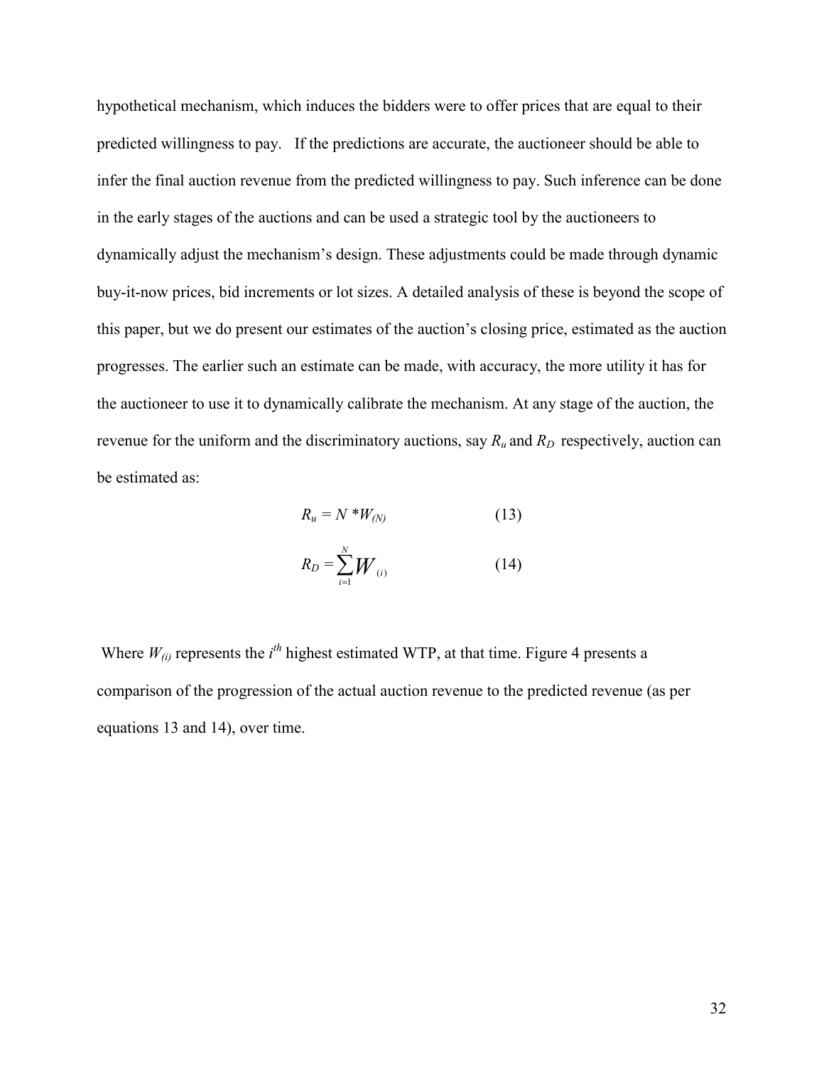hypothetical mechanism, which induces the bidders were to offer prices that are equal to their predicted willingness to pay. If the predictions are accurate, the auctioneer should be able to infer the final auction revenue from the predicted willingness to pay. Such inference can be done in the early stages of the auctions and can be used a strategic tool by the auctioneers to dynamically adjust the mechanism's design. These adjustments could be made through dynamic buy-it-now prices, bid increments or lot sizes. A detailed analysis of these is beyond the scope of this paper, but we do present our estimates of the auction's closing price, estimated as the auction progresses. The earlier such an estimate can be made, with accuracy, the more utility it has for the auctioneer to use it to dynamically calibrate the mechanism. At any stage of the auction, the revenue for the uniform and the discriminatory auctions, say $R_u$ and $R_D$ respectively, auction can be estimated as:

$$R_u = N * W_{(N)} \tag{13}$$

$$R_D = \sum_{i=1}^{N} W_{(i)} \tag{14}$$

Where $W_{(i)}$ represents the $i^{th}$ highest estimated WTP, at that time. Figure 4 presents a comparison of the progression of the actual auction revenue to the predicted revenue (as per equations 13 and 14), over time.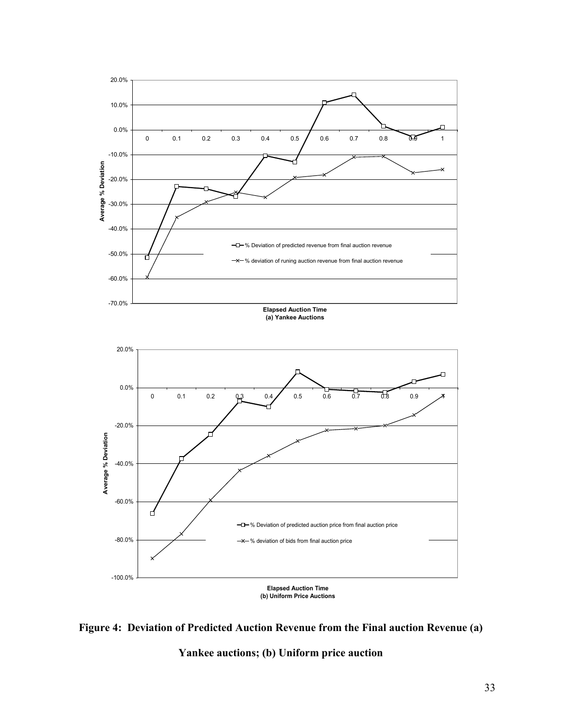**Figure 4: Deviation of Predicted Auction Revenue from the Final auction Revenue (a) Yankee auctions; (b) Uniform price auction**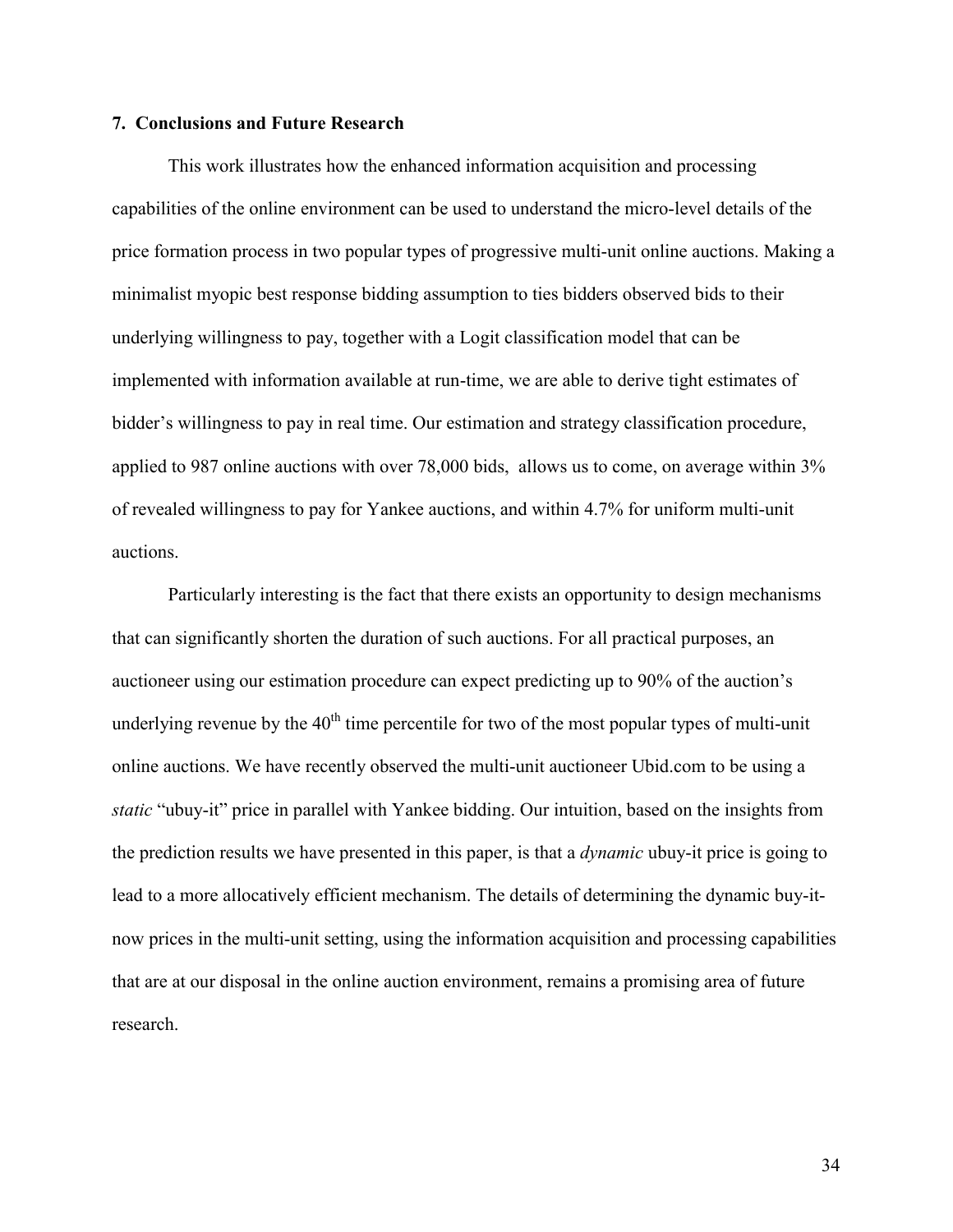## 7. Conclusions and Future Research

This work illustrates how the enhanced information acquisition and processing capabilities of the online environment can be used to understand the micro-level details of the price formation process in two popular types of progressive multi-unit online auctions. Making a minimalist myopic best response bidding assumption to ties bidders observed bids to their underlying willingness to pay, together with a Logit classification model that can be implemented with information available at run-time, we are able to derive tight estimates of bidder's willingness to pay in real time. Our estimation and strategy classification procedure, applied to 987 online auctions with over 78,000 bids, allows us to come, on average within 3% of revealed willingness to pay for Yankee auctions, and within 4.7% for uniform multi-unit auctions.

Particularly interesting is the fact that there exists an opportunity to design mechanisms that can significantly shorten the duration of such auctions. For all practical purposes, an auctioneer using our estimation procedure can expect predicting up to 90% of the auction's underlying revenue by the 40th time percentile for two of the most popular types of multi-unit online auctions. We have recently observed the multi-unit auctioneer Ubid.com to be using a *static* "ubuy-it" price in parallel with Yankee bidding. Our intuition, based on the insights from the prediction results we have presented in this paper, is that a *dynamic* ubuy-it price is going to lead to a more allocatively efficient mechanism. The details of determining the dynamic buy-it-now prices in the multi-unit setting, using the information acquisition and processing capabilities that are at our disposal in the online auction environment, remains a promising area of future research.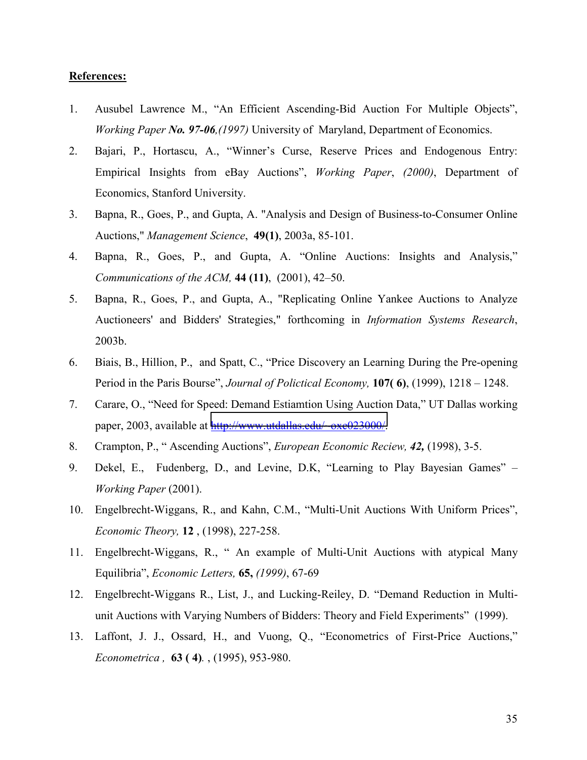**References:**

1. Ausubel Lawrence M., "An Efficient Ascending-Bid Auction For Multiple Objects", *Working Paper **No. 97-06,(1997)*** University of Maryland, Department of Economics.
2. Bajari, P., Hortascu, A., "Winner's Curse, Reserve Prices and Endogenous Entry: Empirical Insights from eBay Auctions", *Working Paper*, *(2000)*, Department of Economics, Stanford University.
3. Bapna, R., Goes, P., and Gupta, A. "Analysis and Design of Business-to-Consumer Online Auctions," *Management Science*, **49(1)**, 2003a, 85-101.
4. Bapna, R., Goes, P., and Gupta, A. "Online Auctions: Insights and Analysis," *Communications of the ACM,* **44 (11)**, (2001), 42–50.
5. Bapna, R., Goes, P., and Gupta, A., "Replicating Online Yankee Auctions to Analyze Auctioneers' and Bidders' Strategies," forthcoming in *Information Systems Research*, 2003b.
6. Biais, B., Hillion, P., and Spatt, C., "Price Discovery an Learning During the Pre-opening Period in the Paris Bourse", *Journal of Polictical Economy,* **107( 6)**, (1999), 1218 – 1248.
7. Carare, O., "Need for Speed: Demand Estiamtion Using Auction Data," UT Dallas working paper, 2003, available at http://www.utdallas.edu/~oxc023000/.
8. Crampton, P., " Ascending Auctions", *European Economic Receiw, **42,*** (1998), 3-5.
9. Dekel, E., Fudenberg, D., and Levine, D.K, "Learning to Play Bayesian Games" – *Working Paper* (2001).
10. Engelbrecht-Wiggans, R., and Kahn, C.M., "Multi-Unit Auctions With Uniform Prices", *Economic Theory,* **12** , (1998), 227-258.
11. Engelbrecht-Wiggans, R., " An example of Multi-Unit Auctions with atypical Many Equilibria", *Economic Letters,* **65,** *(1999)*, 67-69
12. Engelbrecht-Wiggans R., List, J., and Lucking-Reiley, D. "Demand Reduction in Multi-unit Auctions with Varying Numbers of Bidders: Theory and Field Experiments" (1999).
13. Laffont, J. J., Ossard, H., and Vuong, Q., "Econometrics of First-Price Auctions," *Econometrica ,* **63 ( 4)***.* , (1995), 953-980.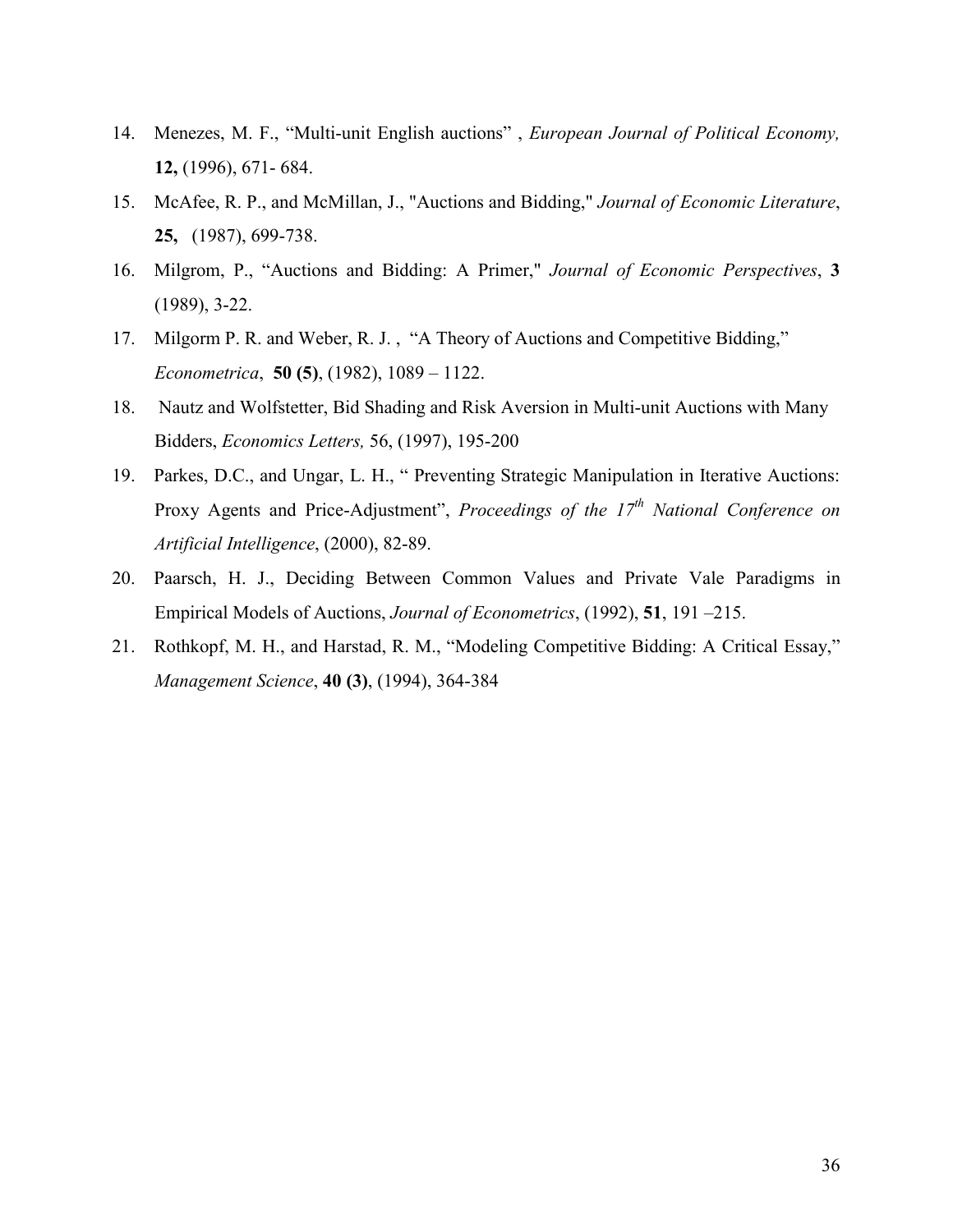14. Menezes, M. F., "Multi-unit English auctions" , *European Journal of Political Economy,* **12,** (1996), 671- 684.
15. McAfee, R. P., and McMillan, J., "Auctions and Bidding," *Journal of Economic Literature*, **25,** (1987), 699-738.
16. Milgrom, P., "Auctions and Bidding: A Primer," *Journal of Economic Perspectives*, **3** (1989), 3-22.
17. Milgorm P. R. and Weber, R. J. , "A Theory of Auctions and Competitive Bidding," *Econometrica*, **50 (5)**, (1982), 1089 – 1122.
18. Nautz and Wolfstetter, Bid Shading and Risk Aversion in Multi-unit Auctions with Many Bidders, *Economics Letters,* 56, (1997), 195-200
19. Parkes, D.C., and Ungar, L. H., " Preventing Strategic Manipulation in Iterative Auctions: Proxy Agents and Price-Adjustment", *Proceedings of the 17th National Conference on Artificial Intelligence*, (2000), 82-89.
20. Paarsch, H. J., Deciding Between Common Values and Private Vale Paradigms in Empirical Models of Auctions, *Journal of Econometrics*, (1992), **51**, 191 –215.
21. Rothkopf, M. H., and Harstad, R. M., "Modeling Competitive Bidding: A Critical Essay," *Management Science*, **40 (3)**, (1994), 364-384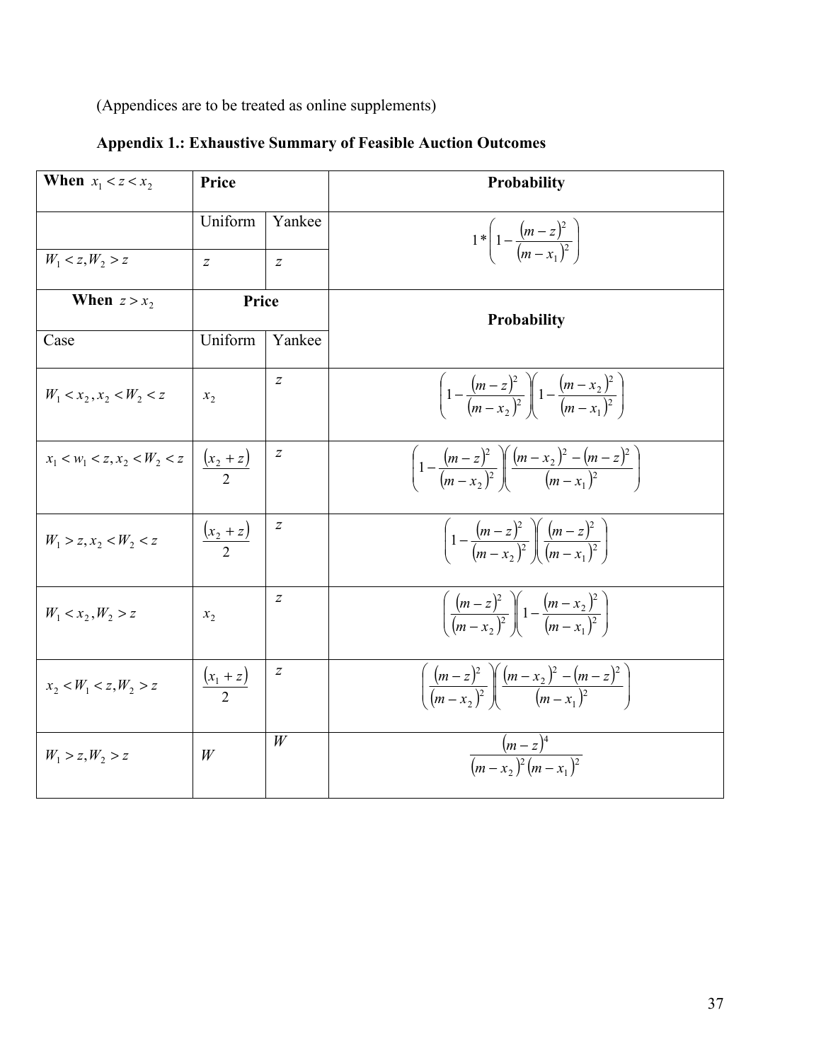(Appendices are to be treated as online supplements)

**Appendix 1.: Exhaustive Summary of Feasible Auction Outcomes**

| **When** $x_1 < z < x_2$ | **Price** | | **Probability** |
|---|---|---|---|
| | Uniform | Yankee | $1*\left(1-\frac{(m-z)^2}{(m-x_1)^2}\right)$ |
| $W_1 < z, W_2 > z$ | $z$ | $z$ | |
| **When** $z > x_2$ | **Price** | | **Probability** |
| Case | Uniform | Yankee | |
| $W_1 < x_2, x_2 < W_2 < z$ | $x_2$ | $z$ | $\left(1-\frac{(m-z)^2}{(m-x_2)^2}\right)\left(1-\frac{(m-x_2)^2}{(m-x_1)^2}\right)$ |
| $x_1 < w_1 < z, x_2 < W_2 < z$ | $\frac{(x_2+z)}{2}$ | $z$ | $\left(1-\frac{(m-z)^2}{(m-x_2)^2}\right)\left(\frac{(m-x_2)^2-(m-z)^2}{(m-x_1)^2}\right)$ |
| $W_1 > z, x_2 < W_2 < z$ | $\frac{(x_2+z)}{2}$ | $z$ | $\left(1-\frac{(m-z)^2}{(m-x_2)^2}\right)\left(\frac{(m-z)^2}{(m-x_1)^2}\right)$ |
| $W_1 < x_2, W_2 > z$ | $x_2$ | $z$ | $\left(\frac{(m-z)^2}{(m-x_2)^2}\right)\left(1-\frac{(m-x_2)^2}{(m-x_1)^2}\right)$ |
| $x_2 < W_1 < z, W_2 > z$ | $\frac{(x_1+z)}{2}$ | $z$ | $\left(\frac{(m-z)^2}{(m-x_2)^2}\right)\left(\frac{(m-x_2)^2-(m-z)^2}{(m-x_1)^2}\right)$ |
| $W_1 > z, W_2 > z$ | $W$ | $W$ | $\frac{(m-z)^4}{(m-x_2)^2(m-x_1)^2}$ |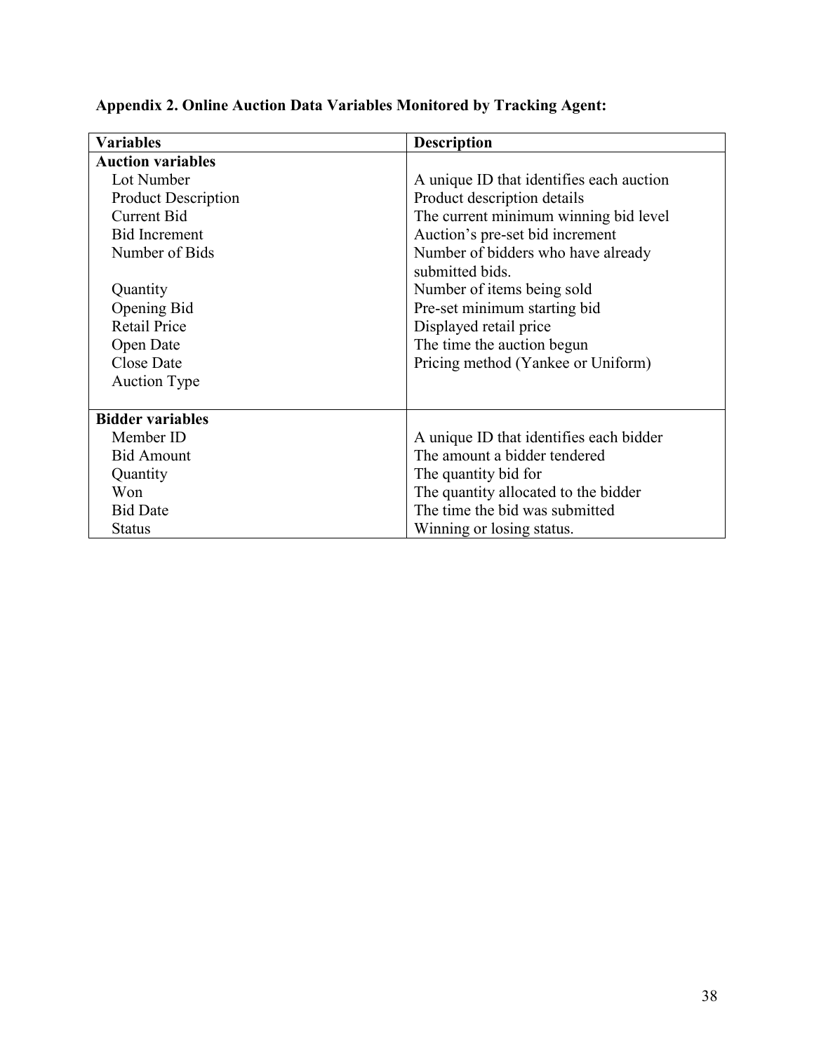**Appendix 2. Online Auction Data Variables Monitored by Tracking Agent:**

| Variables | Description |
|---|---|
| **Auction variables** | |
| Lot Number | A unique ID that identifies each auction |
| Product Description | Product description details |
| Current Bid | The current minimum winning bid level |
| Bid Increment | Auction's pre-set bid increment |
| Number of Bids | Number of bidders who have already submitted bids. |
| Quantity | Number of items being sold |
| Opening Bid | Pre-set minimum starting bid |
| Retail Price | Displayed retail price |
| Open Date | The time the auction begun |
| Close Date | Pricing method (Yankee or Uniform) |
| Auction Type | |
| **Bidder variables** | |
| Member ID | A unique ID that identifies each bidder |
| Bid Amount | The amount a bidder tendered |
| Quantity | The quantity bid for |
| Won | The quantity allocated to the bidder |
| Bid Date | The time the bid was submitted |
| Status | Winning or losing status. |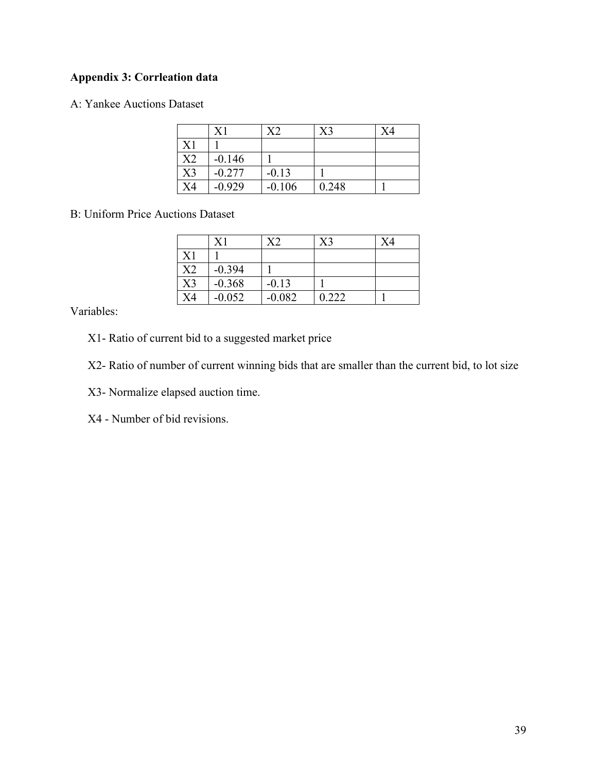**Appendix 3: Corrleation data**

A: Yankee Auctions Dataset

| | X1 | X2 | X3 | X4 |
|---|---|---|---|---|
| X1 | 1 | | | |
| X2 | -0.146 | 1 | | |
| X3 | -0.277 | -0.13 | 1 | |
| X4 | -0.929 | -0.106 | 0.248 | 1 |

B: Uniform Price Auctions Dataset

| | X1 | X2 | X3 | X4 |
|---|---|---|---|---|
| X1 | 1 | | | |
| X2 | -0.394 | 1 | | |
| X3 | -0.368 | -0.13 | 1 | |
| X4 | -0.052 | -0.082 | 0.222 | 1 |

Variables:

X1- Ratio of current bid to a suggested market price

X2- Ratio of number of current winning bids that are smaller than the current bid, to lot size

X3- Normalize elapsed auction time.

X4 - Number of bid revisions.